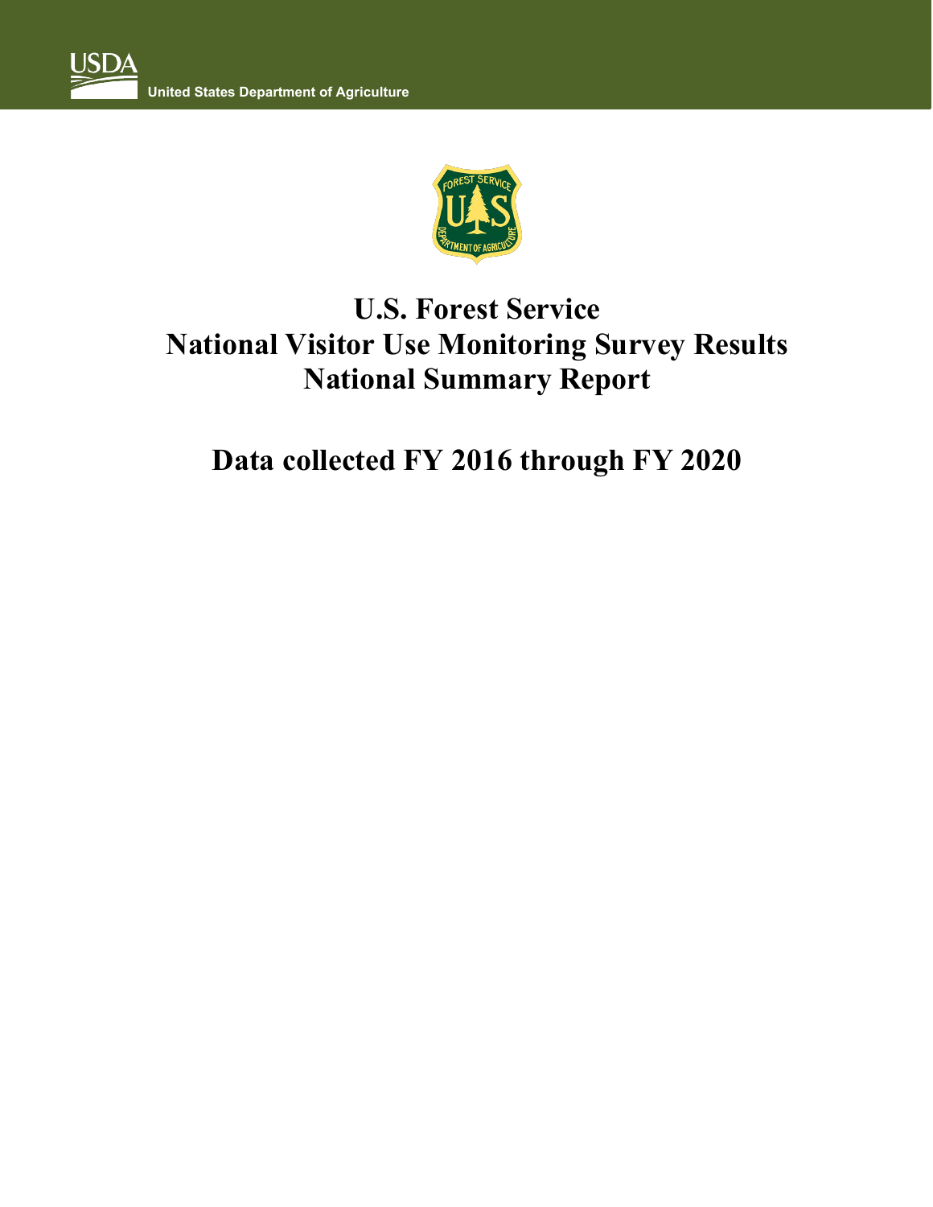USDA

United States Department of Agriculture

# U.S. Forest Service
# National Visitor Use Monitoring Survey Results
# National Summary Report

## Data collected FY 2016 through FY 2020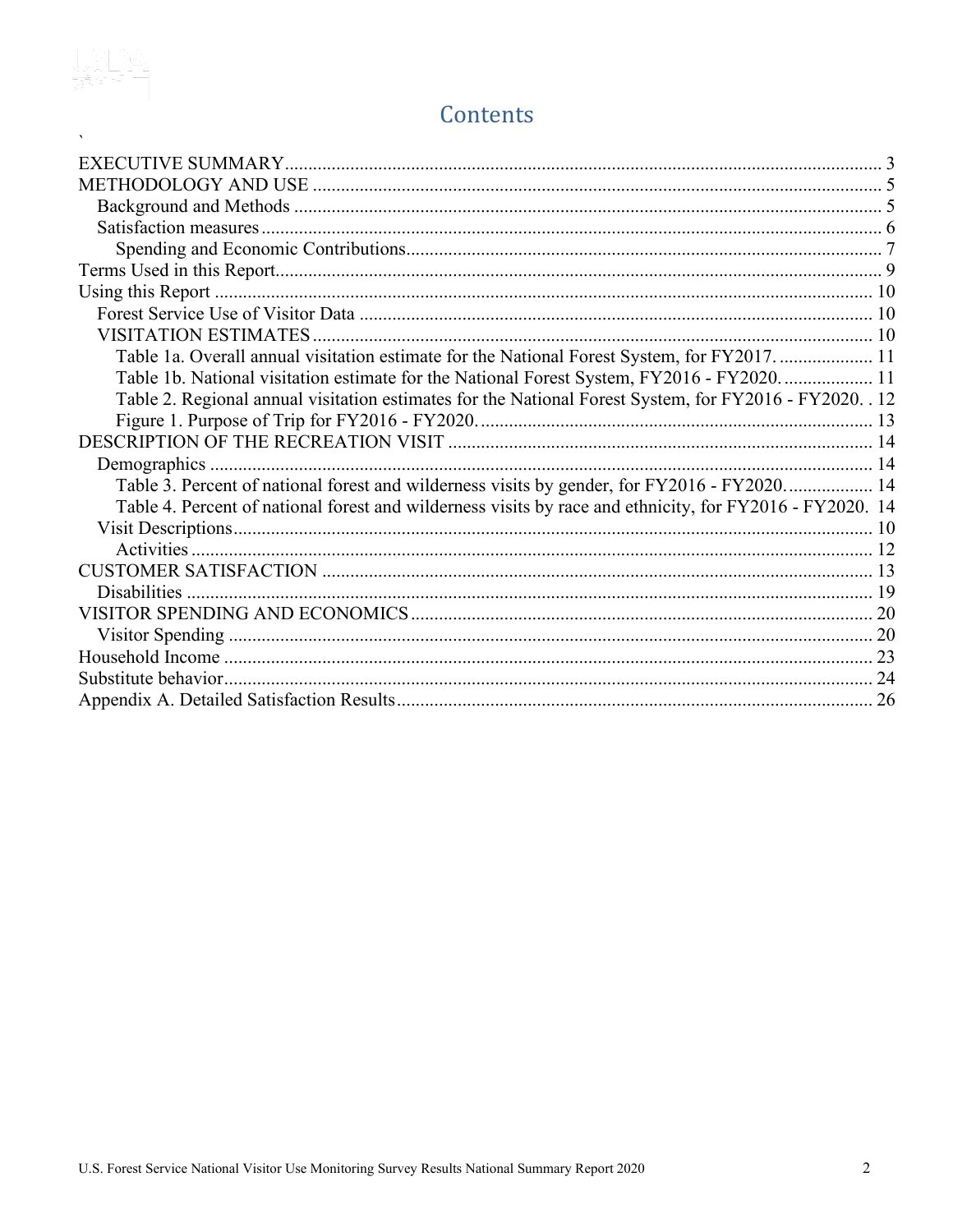# Contents

`

EXECUTIVE SUMMARY ........ 3
METHODOLOGY AND USE ........ 5
- Background and Methods ........ 5
- Satisfaction measures ........ 6
  - Spending and Economic Contributions ........ 7

Terms Used in this Report ........ 9
Using this Report ........ 10
- Forest Service Use of Visitor Data ........ 10
- VISITATION ESTIMATES ........ 10
  - Table 1a. Overall annual visitation estimate for the National Forest System, for FY2017. ........ 11
  - Table 1b. National visitation estimate for the National Forest System, FY2016 - FY2020. ........ 11
  - Table 2. Regional annual visitation estimates for the National Forest System, for FY2016 - FY2020. ........ 12
  - Figure 1. Purpose of Trip for FY2016 - FY2020. ........ 13

DESCRIPTION OF THE RECREATION VISIT ........ 14
- Demographics ........ 14
  - Table 3. Percent of national forest and wilderness visits by gender, for FY2016 - FY2020. ........ 14
  - Table 4. Percent of national forest and wilderness visits by race and ethnicity, for FY2016 - FY2020. ........ 14
- Visit Descriptions ........ 10
  - Activities ........ 12

CUSTOMER SATISFACTION ........ 13
- Disabilities ........ 19

VISITOR SPENDING AND ECONOMICS ........ 20
- Visitor Spending ........ 20

Household Income ........ 23
Substitute behavior ........ 24
Appendix A. Detailed Satisfaction Results ........ 26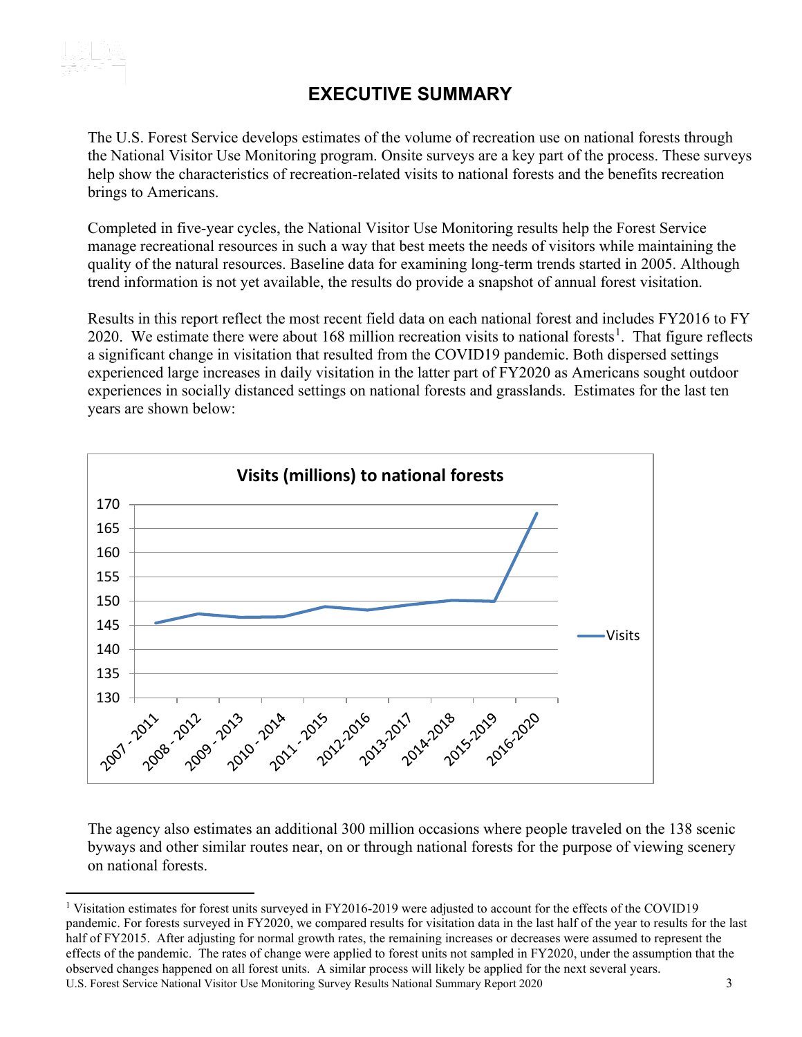# EXECUTIVE SUMMARY

The U.S. Forest Service develops estimates of the volume of recreation use on national forests through the National Visitor Use Monitoring program. Onsite surveys are a key part of the process. These surveys help show the characteristics of recreation-related visits to national forests and the benefits recreation brings to Americans.

Completed in five-year cycles, the National Visitor Use Monitoring results help the Forest Service manage recreational resources in such a way that best meets the needs of visitors while maintaining the quality of the natural resources. Baseline data for examining long-term trends started in 2005. Although trend information is not yet available, the results do provide a snapshot of annual forest visitation.

Results in this report reflect the most recent field data on each national forest and includes FY2016 to FY 2020. We estimate there were about 168 million recreation visits to national forests[1]. That figure reflects a significant change in visitation that resulted from the COVID19 pandemic. Both dispersed settings experienced large increases in daily visitation in the latter part of FY2020 as Americans sought outdoor experiences in socially distanced settings on national forests and grasslands. Estimates for the last ten years are shown below:

**Visits (millions) to national forests**

| Period | Visits |
|---|---|
| 2007 - 2011 | ~145.5 |
| 2008 - 2012 | ~147.3 |
| 2009 - 2013 | ~146.7 |
| 2010 - 2014 | ~146.8 |
| 2011 - 2015 | ~148.8 |
| 2012-2016 | ~148.1 |
| 2013-2017 | ~149.2 |
| 2014-2018 | ~150.1 |
| 2015-2019 | ~149.9 |
| 2016-2020 | ~168.1 |

The agency also estimates an additional 300 million occasions where people traveled on the 138 scenic byways and other similar routes near, on or through national forests for the purpose of viewing scenery on national forests.

[1] Visitation estimates for forest units surveyed in FY2016-2019 were adjusted to account for the effects of the COVID19 pandemic. For forests surveyed in FY2020, we compared results for visitation data in the last half of the year to results for the last half of FY2015. After adjusting for normal growth rates, the remaining increases or decreases were assumed to represent the effects of the pandemic. The rates of change were applied to forest units not sampled in FY2020, under the assumption that the observed changes happened on all forest units. A similar process will likely be applied for the next several years.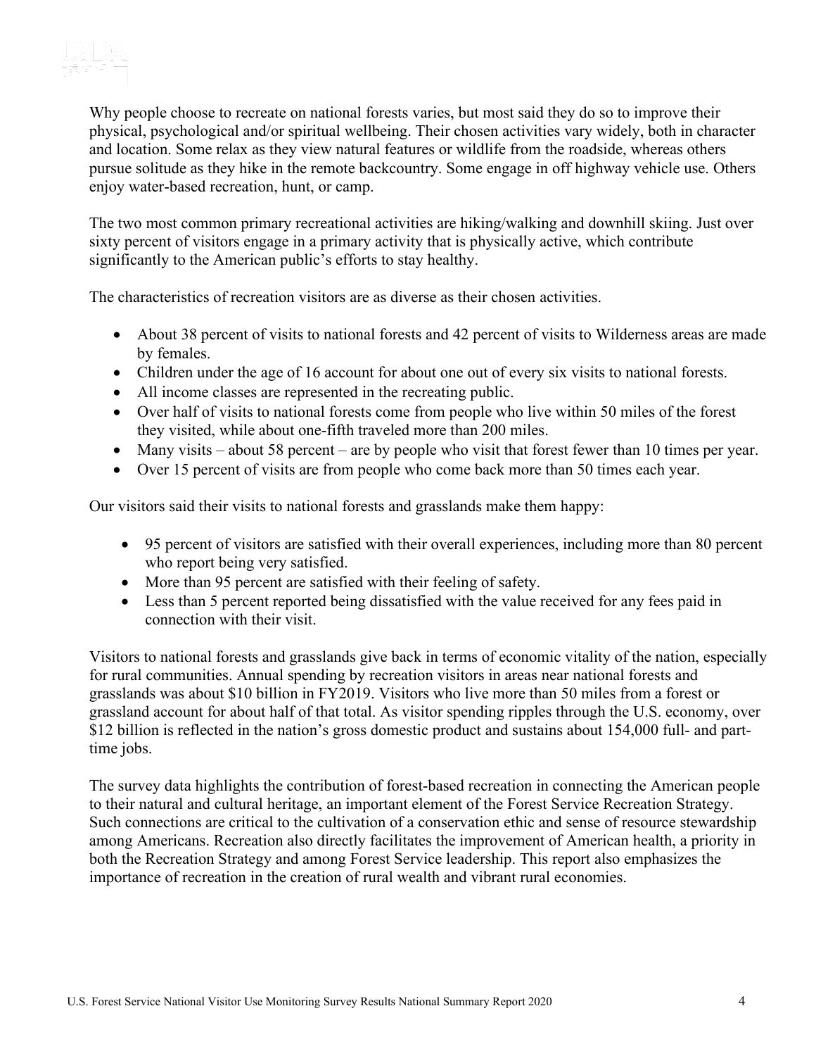Why people choose to recreate on national forests varies, but most said they do so to improve their physical, psychological and/or spiritual wellbeing. Their chosen activities vary widely, both in character and location. Some relax as they view natural features or wildlife from the roadside, whereas others pursue solitude as they hike in the remote backcountry. Some engage in off highway vehicle use. Others enjoy water-based recreation, hunt, or camp.

The two most common primary recreational activities are hiking/walking and downhill skiing. Just over sixty percent of visitors engage in a primary activity that is physically active, which contribute significantly to the American public's efforts to stay healthy.

The characteristics of recreation visitors are as diverse as their chosen activities.

- About 38 percent of visits to national forests and 42 percent of visits to Wilderness areas are made by females.
- Children under the age of 16 account for about one out of every six visits to national forests.
- All income classes are represented in the recreating public.
- Over half of visits to national forests come from people who live within 50 miles of the forest they visited, while about one-fifth traveled more than 200 miles.
- Many visits – about 58 percent – are by people who visit that forest fewer than 10 times per year.
- Over 15 percent of visits are from people who come back more than 50 times each year.

Our visitors said their visits to national forests and grasslands make them happy:

- 95 percent of visitors are satisfied with their overall experiences, including more than 80 percent who report being very satisfied.
- More than 95 percent are satisfied with their feeling of safety.
- Less than 5 percent reported being dissatisfied with the value received for any fees paid in connection with their visit.

Visitors to national forests and grasslands give back in terms of economic vitality of the nation, especially for rural communities. Annual spending by recreation visitors in areas near national forests and grasslands was about $10 billion in FY2019. Visitors who live more than 50 miles from a forest or grassland account for about half of that total. As visitor spending ripples through the U.S. economy, over $12 billion is reflected in the nation's gross domestic product and sustains about 154,000 full- and part-time jobs.

The survey data highlights the contribution of forest-based recreation in connecting the American people to their natural and cultural heritage, an important element of the Forest Service Recreation Strategy. Such connections are critical to the cultivation of a conservation ethic and sense of resource stewardship among Americans. Recreation also directly facilitates the improvement of American health, a priority in both the Recreation Strategy and among Forest Service leadership. This report also emphasizes the importance of recreation in the creation of rural wealth and vibrant rural economies.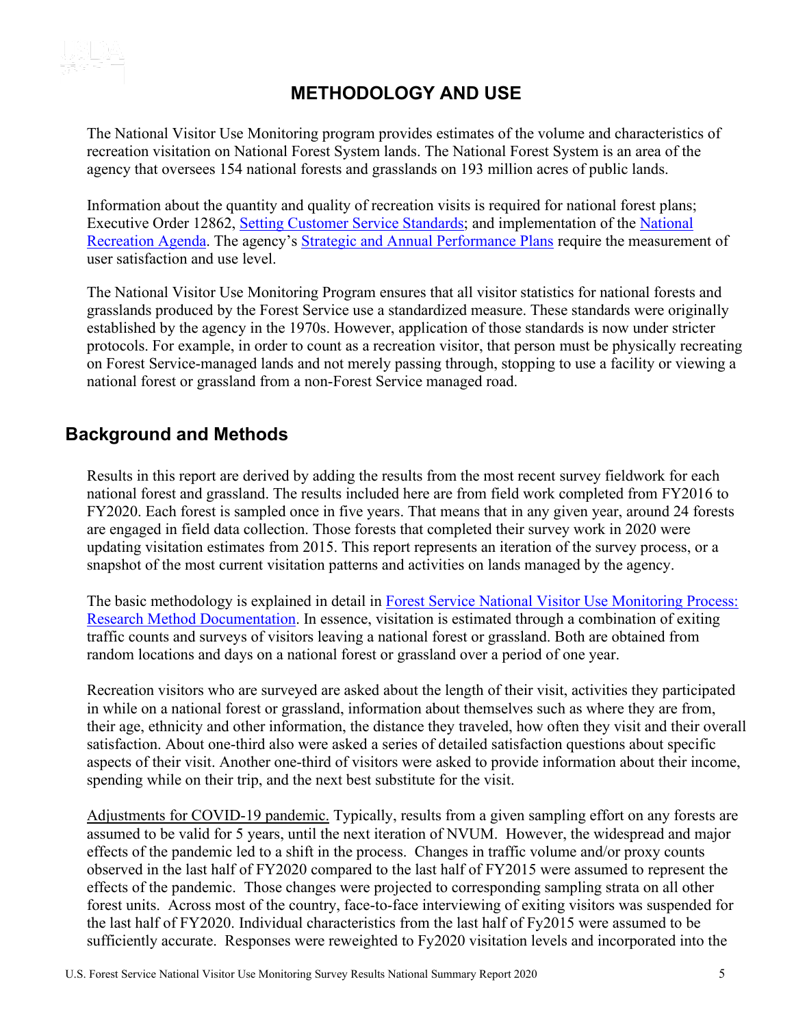# METHODOLOGY AND USE

The National Visitor Use Monitoring program provides estimates of the volume and characteristics of recreation visitation on National Forest System lands. The National Forest System is an area of the agency that oversees 154 national forests and grasslands on 193 million acres of public lands.

Information about the quantity and quality of recreation visits is required for national forest plans; Executive Order 12862, Setting Customer Service Standards; and implementation of the National Recreation Agenda. The agency's Strategic and Annual Performance Plans require the measurement of user satisfaction and use level.

The National Visitor Use Monitoring Program ensures that all visitor statistics for national forests and grasslands produced by the Forest Service use a standardized measure. These standards were originally established by the agency in the 1970s. However, application of those standards is now under stricter protocols. For example, in order to count as a recreation visitor, that person must be physically recreating on Forest Service-managed lands and not merely passing through, stopping to use a facility or viewing a national forest or grassland from a non-Forest Service managed road.

## Background and Methods

Results in this report are derived by adding the results from the most recent survey fieldwork for each national forest and grassland. The results included here are from field work completed from FY2016 to FY2020. Each forest is sampled once in five years. That means that in any given year, around 24 forests are engaged in field data collection. Those forests that completed their survey work in 2020 were updating visitation estimates from 2015. This report represents an iteration of the survey process, or a snapshot of the most current visitation patterns and activities on lands managed by the agency.

The basic methodology is explained in detail in Forest Service National Visitor Use Monitoring Process: Research Method Documentation. In essence, visitation is estimated through a combination of exiting traffic counts and surveys of visitors leaving a national forest or grassland. Both are obtained from random locations and days on a national forest or grassland over a period of one year.

Recreation visitors who are surveyed are asked about the length of their visit, activities they participated in while on a national forest or grassland, information about themselves such as where they are from, their age, ethnicity and other information, the distance they traveled, how often they visit and their overall satisfaction. About one-third also were asked a series of detailed satisfaction questions about specific aspects of their visit. Another one-third of visitors were asked to provide information about their income, spending while on their trip, and the next best substitute for the visit.

Adjustments for COVID-19 pandemic. Typically, results from a given sampling effort on any forests are assumed to be valid for 5 years, until the next iteration of NVUM. However, the widespread and major effects of the pandemic led to a shift in the process. Changes in traffic volume and/or proxy counts observed in the last half of FY2020 compared to the last half of FY2015 were assumed to represent the effects of the pandemic. Those changes were projected to corresponding sampling strata on all other forest units. Across most of the country, face-to-face interviewing of exiting visitors was suspended for the last half of FY2020. Individual characteristics from the last half of Fy2015 were assumed to be sufficiently accurate. Responses were reweighted to Fy2020 visitation levels and incorporated into the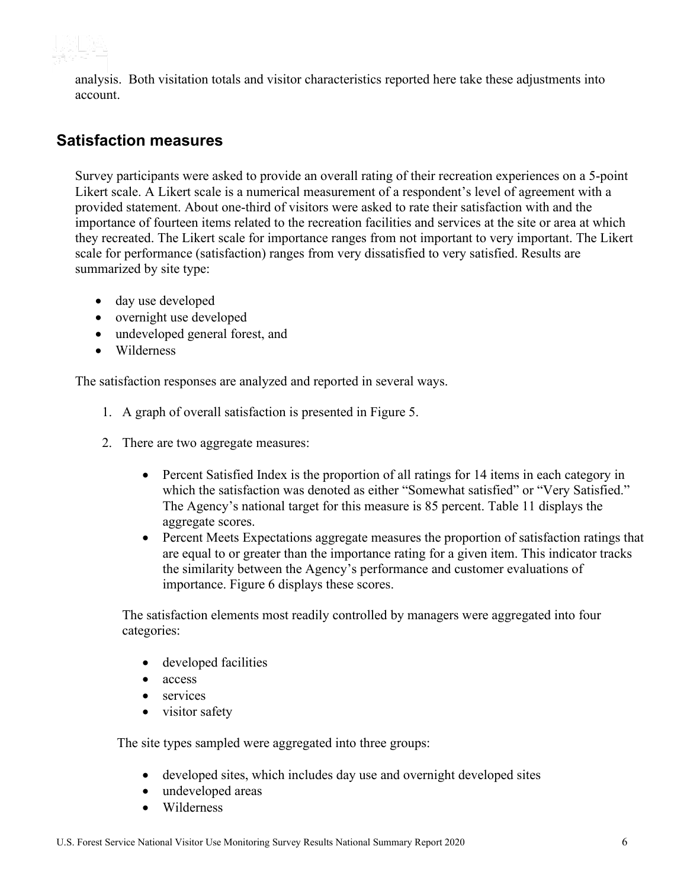analysis. Both visitation totals and visitor characteristics reported here take these adjustments into account.

## Satisfaction measures

Survey participants were asked to provide an overall rating of their recreation experiences on a 5-point Likert scale. A Likert scale is a numerical measurement of a respondent's level of agreement with a provided statement. About one-third of visitors were asked to rate their satisfaction with and the importance of fourteen items related to the recreation facilities and services at the site or area at which they recreated. The Likert scale for importance ranges from not important to very important. The Likert scale for performance (satisfaction) ranges from very dissatisfied to very satisfied. Results are summarized by site type:

- day use developed
- overnight use developed
- undeveloped general forest, and
- Wilderness

The satisfaction responses are analyzed and reported in several ways.

1. A graph of overall satisfaction is presented in Figure 5.

2. There are two aggregate measures:

    - Percent Satisfied Index is the proportion of all ratings for 14 items in each category in which the satisfaction was denoted as either "Somewhat satisfied" or "Very Satisfied." The Agency's national target for this measure is 85 percent. Table 11 displays the aggregate scores.
    - Percent Meets Expectations aggregate measures the proportion of satisfaction ratings that are equal to or greater than the importance rating for a given item. This indicator tracks the similarity between the Agency's performance and customer evaluations of importance. Figure 6 displays these scores.

    The satisfaction elements most readily controlled by managers were aggregated into four categories:

    - developed facilities
    - access
    - services
    - visitor safety

    The site types sampled were aggregated into three groups:

    - developed sites, which includes day use and overnight developed sites
    - undeveloped areas
    - Wilderness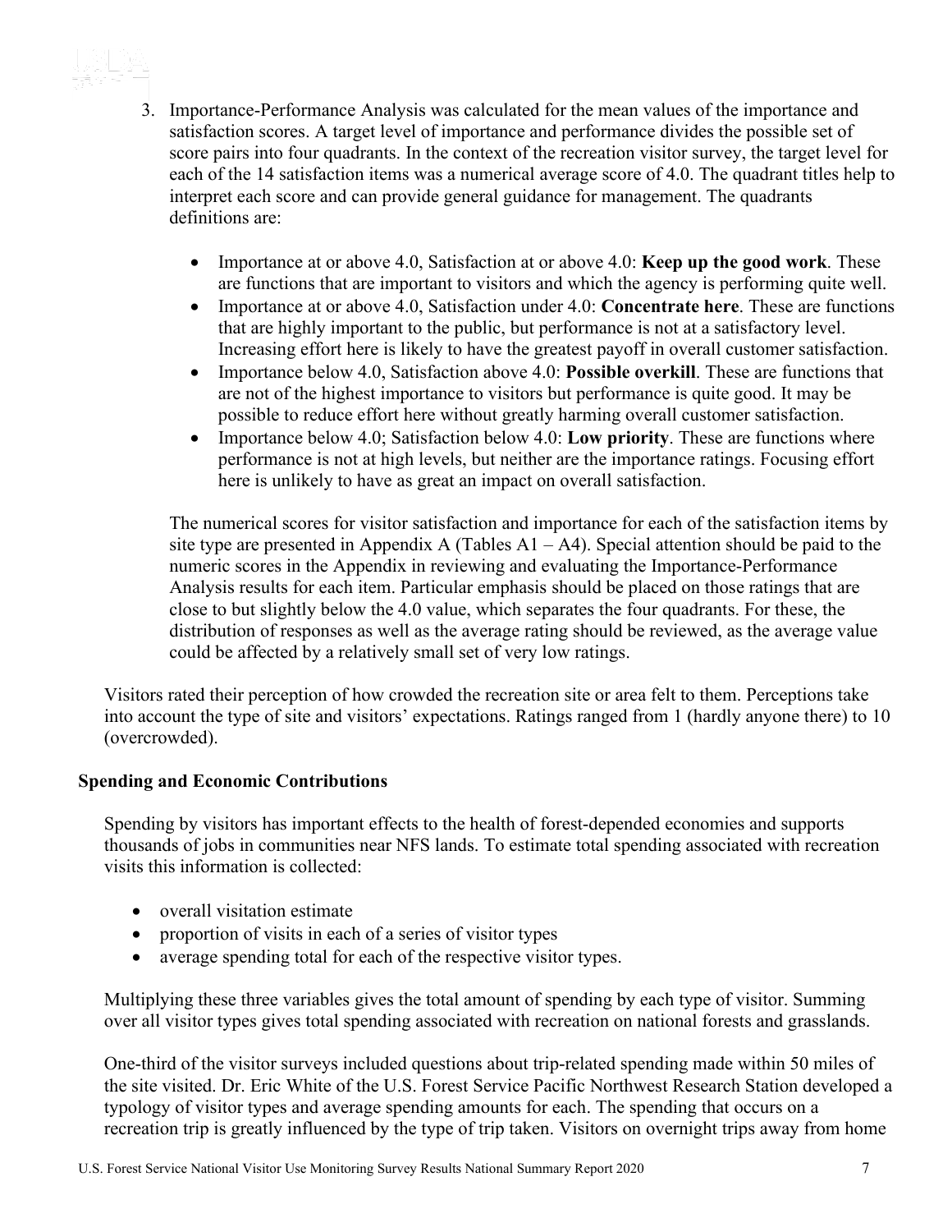3. Importance-Performance Analysis was calculated for the mean values of the importance and satisfaction scores. A target level of importance and performance divides the possible set of score pairs into four quadrants. In the context of the recreation visitor survey, the target level for each of the 14 satisfaction items was a numerical average score of 4.0. The quadrant titles help to interpret each score and can provide general guidance for management. The quadrants definitions are:

    - Importance at or above 4.0, Satisfaction at or above 4.0: **Keep up the good work**. These are functions that are important to visitors and which the agency is performing quite well.
    - Importance at or above 4.0, Satisfaction under 4.0: **Concentrate here**. These are functions that are highly important to the public, but performance is not at a satisfactory level. Increasing effort here is likely to have the greatest payoff in overall customer satisfaction.
    - Importance below 4.0, Satisfaction above 4.0: **Possible overkill**. These are functions that are not of the highest importance to visitors but performance is quite good. It may be possible to reduce effort here without greatly harming overall customer satisfaction.
    - Importance below 4.0; Satisfaction below 4.0: **Low priority**. These are functions where performance is not at high levels, but neither are the importance ratings. Focusing effort here is unlikely to have as great an impact on overall satisfaction.

    The numerical scores for visitor satisfaction and importance for each of the satisfaction items by site type are presented in Appendix A (Tables A1 – A4). Special attention should be paid to the numeric scores in the Appendix in reviewing and evaluating the Importance-Performance Analysis results for each item. Particular emphasis should be placed on those ratings that are close to but slightly below the 4.0 value, which separates the four quadrants. For these, the distribution of responses as well as the average rating should be reviewed, as the average value could be affected by a relatively small set of very low ratings.

Visitors rated their perception of how crowded the recreation site or area felt to them. Perceptions take into account the type of site and visitors' expectations. Ratings ranged from 1 (hardly anyone there) to 10 (overcrowded).

**Spending and Economic Contributions**

Spending by visitors has important effects to the health of forest-depended economies and supports thousands of jobs in communities near NFS lands. To estimate total spending associated with recreation visits this information is collected:

- overall visitation estimate
- proportion of visits in each of a series of visitor types
- average spending total for each of the respective visitor types.

Multiplying these three variables gives the total amount of spending by each type of visitor. Summing over all visitor types gives total spending associated with recreation on national forests and grasslands.

One-third of the visitor surveys included questions about trip-related spending made within 50 miles of the site visited. Dr. Eric White of the U.S. Forest Service Pacific Northwest Research Station developed a typology of visitor types and average spending amounts for each. The spending that occurs on a recreation trip is greatly influenced by the type of trip taken. Visitors on overnight trips away from home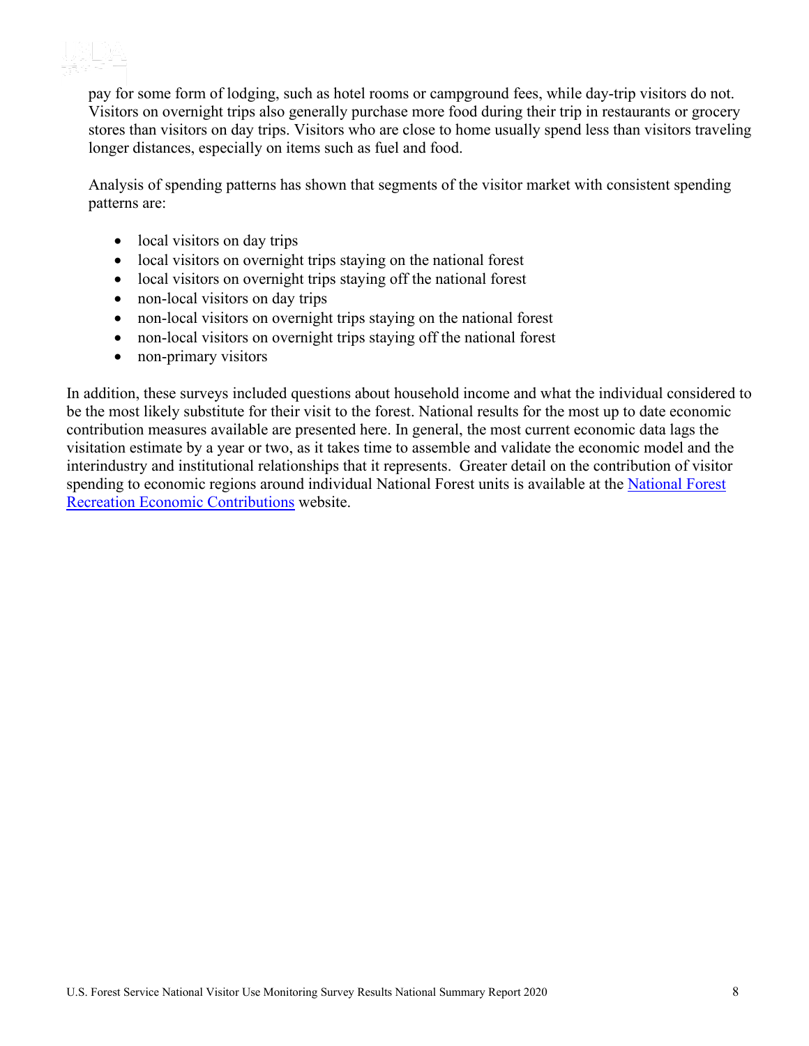pay for some form of lodging, such as hotel rooms or campground fees, while day-trip visitors do not. Visitors on overnight trips also generally purchase more food during their trip in restaurants or grocery stores than visitors on day trips. Visitors who are close to home usually spend less than visitors traveling longer distances, especially on items such as fuel and food.

Analysis of spending patterns has shown that segments of the visitor market with consistent spending patterns are:

- local visitors on day trips
- local visitors on overnight trips staying on the national forest
- local visitors on overnight trips staying off the national forest
- non-local visitors on day trips
- non-local visitors on overnight trips staying on the national forest
- non-local visitors on overnight trips staying off the national forest
- non-primary visitors

In addition, these surveys included questions about household income and what the individual considered to be the most likely substitute for their visit to the forest. National results for the most up to date economic contribution measures available are presented here. In general, the most current economic data lags the visitation estimate by a year or two, as it takes time to assemble and validate the economic model and the interindustry and institutional relationships that it represents. Greater detail on the contribution of visitor spending to economic regions around individual National Forest units is available at the National Forest Recreation Economic Contributions website.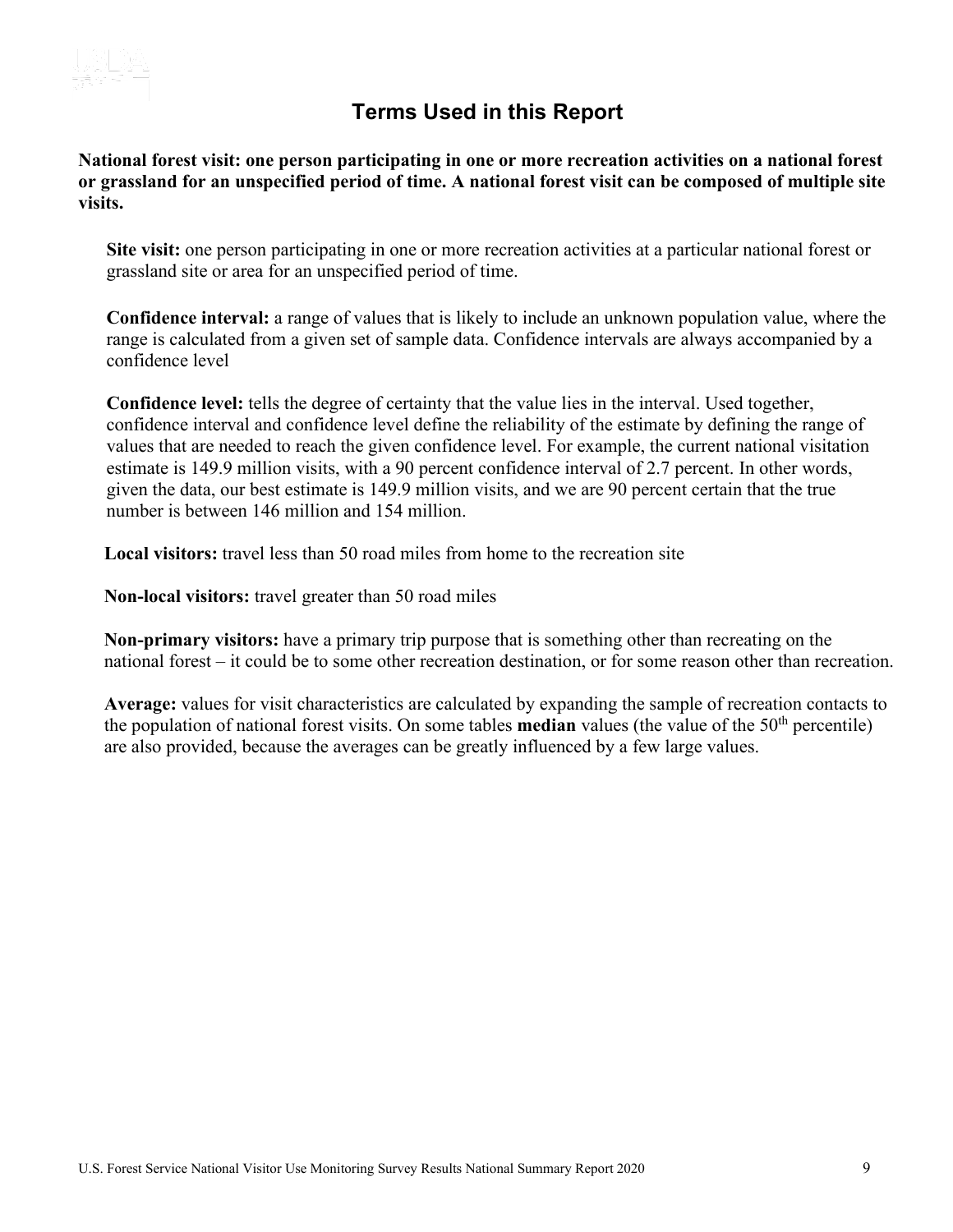## Terms Used in this Report

**National forest visit: one person participating in one or more recreation activities on a national forest or grassland for an unspecified period of time. A national forest visit can be composed of multiple site visits.**

**Site visit:** one person participating in one or more recreation activities at a particular national forest or grassland site or area for an unspecified period of time.

**Confidence interval:** a range of values that is likely to include an unknown population value, where the range is calculated from a given set of sample data. Confidence intervals are always accompanied by a confidence level

**Confidence level:** tells the degree of certainty that the value lies in the interval. Used together, confidence interval and confidence level define the reliability of the estimate by defining the range of values that are needed to reach the given confidence level. For example, the current national visitation estimate is 149.9 million visits, with a 90 percent confidence interval of 2.7 percent. In other words, given the data, our best estimate is 149.9 million visits, and we are 90 percent certain that the true number is between 146 million and 154 million.

**Local visitors:** travel less than 50 road miles from home to the recreation site

**Non-local visitors:** travel greater than 50 road miles

**Non-primary visitors:** have a primary trip purpose that is something other than recreating on the national forest – it could be to some other recreation destination, or for some reason other than recreation.

**Average:** values for visit characteristics are calculated by expanding the sample of recreation contacts to the population of national forest visits. On some tables **median** values (the value of the 50th percentile) are also provided, because the averages can be greatly influenced by a few large values.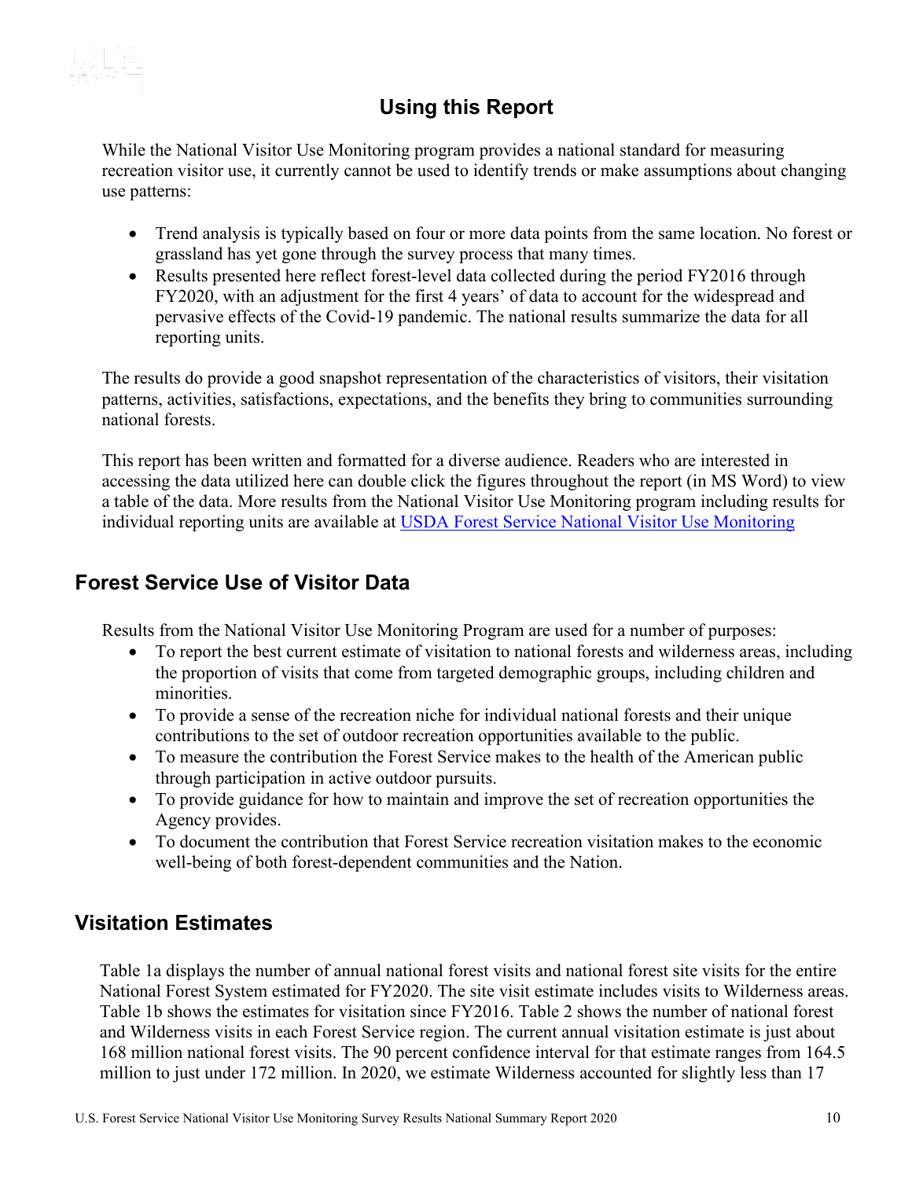# Using this Report

While the National Visitor Use Monitoring program provides a national standard for measuring recreation visitor use, it currently cannot be used to identify trends or make assumptions about changing use patterns:

- Trend analysis is typically based on four or more data points from the same location. No forest or grassland has yet gone through the survey process that many times.
- Results presented here reflect forest-level data collected during the period FY2016 through FY2020, with an adjustment for the first 4 years' of data to account for the widespread and pervasive effects of the Covid-19 pandemic. The national results summarize the data for all reporting units.

The results do provide a good snapshot representation of the characteristics of visitors, their visitation patterns, activities, satisfactions, expectations, and the benefits they bring to communities surrounding national forests.

This report has been written and formatted for a diverse audience. Readers who are interested in accessing the data utilized here can double click the figures throughout the report (in MS Word) to view a table of the data. More results from the National Visitor Use Monitoring program including results for individual reporting units are available at [USDA Forest Service National Visitor Use Monitoring]()

## Forest Service Use of Visitor Data

Results from the National Visitor Use Monitoring Program are used for a number of purposes:

- To report the best current estimate of visitation to national forests and wilderness areas, including the proportion of visits that come from targeted demographic groups, including children and minorities.
- To provide a sense of the recreation niche for individual national forests and their unique contributions to the set of outdoor recreation opportunities available to the public.
- To measure the contribution the Forest Service makes to the health of the American public through participation in active outdoor pursuits.
- To provide guidance for how to maintain and improve the set of recreation opportunities the Agency provides.
- To document the contribution that Forest Service recreation visitation makes to the economic well-being of both forest-dependent communities and the Nation.

## Visitation Estimates

Table 1a displays the number of annual national forest visits and national forest site visits for the entire National Forest System estimated for FY2020. The site visit estimate includes visits to Wilderness areas. Table 1b shows the estimates for visitation since FY2016. Table 2 shows the number of national forest and Wilderness visits in each Forest Service region. The current annual visitation estimate is just about 168 million national forest visits. The 90 percent confidence interval for that estimate ranges from 164.5 million to just under 172 million. In 2020, we estimate Wilderness accounted for slightly less than 17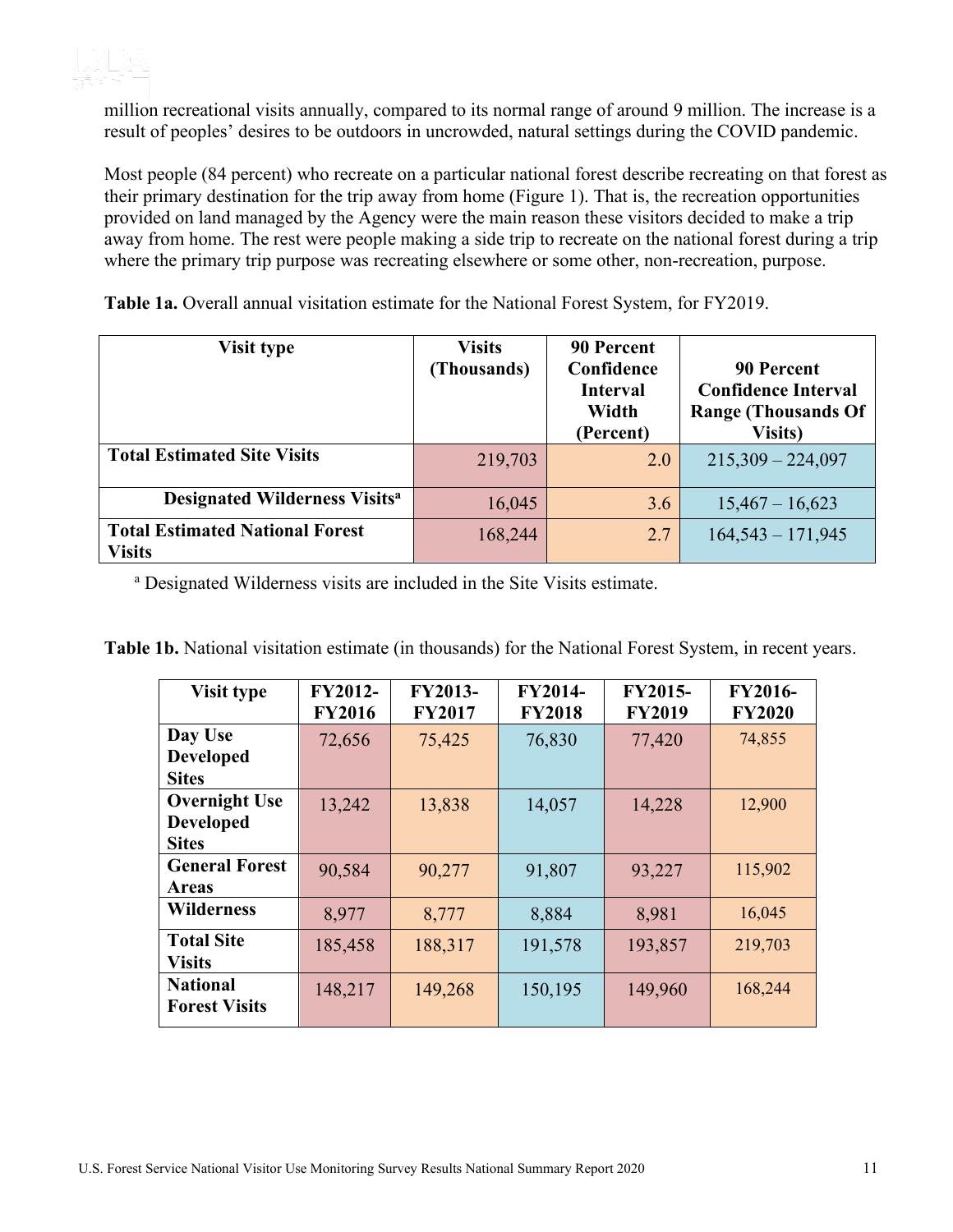million recreational visits annually, compared to its normal range of around 9 million. The increase is a result of peoples' desires to be outdoors in uncrowded, natural settings during the COVID pandemic.

Most people (84 percent) who recreate on a particular national forest describe recreating on that forest as their primary destination for the trip away from home (Figure 1). That is, the recreation opportunities provided on land managed by the Agency were the main reason these visitors decided to make a trip away from home. The rest were people making a side trip to recreate on the national forest during a trip where the primary trip purpose was recreating elsewhere or some other, non-recreation, purpose.

**Table 1a.** Overall annual visitation estimate for the National Forest System, for FY2019.

| Visit type | Visits (Thousands) | 90 Percent Confidence Interval Width (Percent) | 90 Percent Confidence Interval Range (Thousands Of Visits) |
|---|---|---|---|
| **Total Estimated Site Visits** | 219,703 | 2.0 | 215,309 – 224,097 |
| **Designated Wilderness Visits[a]** | 16,045 | 3.6 | 15,467 – 16,623 |
| **Total Estimated National Forest Visits** | 168,244 | 2.7 | 164,543 – 171,945 |

[a] Designated Wilderness visits are included in the Site Visits estimate.

**Table 1b.** National visitation estimate (in thousands) for the National Forest System, in recent years.

| Visit type | FY2012-FY2016 | FY2013-FY2017 | FY2014-FY2018 | FY2015-FY2019 | FY2016-FY2020 |
|---|---|---|---|---|---|
| **Day Use Developed Sites** | 72,656 | 75,425 | 76,830 | 77,420 | 74,855 |
| **Overnight Use Developed Sites** | 13,242 | 13,838 | 14,057 | 14,228 | 12,900 |
| **General Forest Areas** | 90,584 | 90,277 | 91,807 | 93,227 | 115,902 |
| **Wilderness** | 8,977 | 8,777 | 8,884 | 8,981 | 16,045 |
| **Total Site Visits** | 185,458 | 188,317 | 191,578 | 193,857 | 219,703 |
| **National Forest Visits** | 148,217 | 149,268 | 150,195 | 149,960 | 168,244 |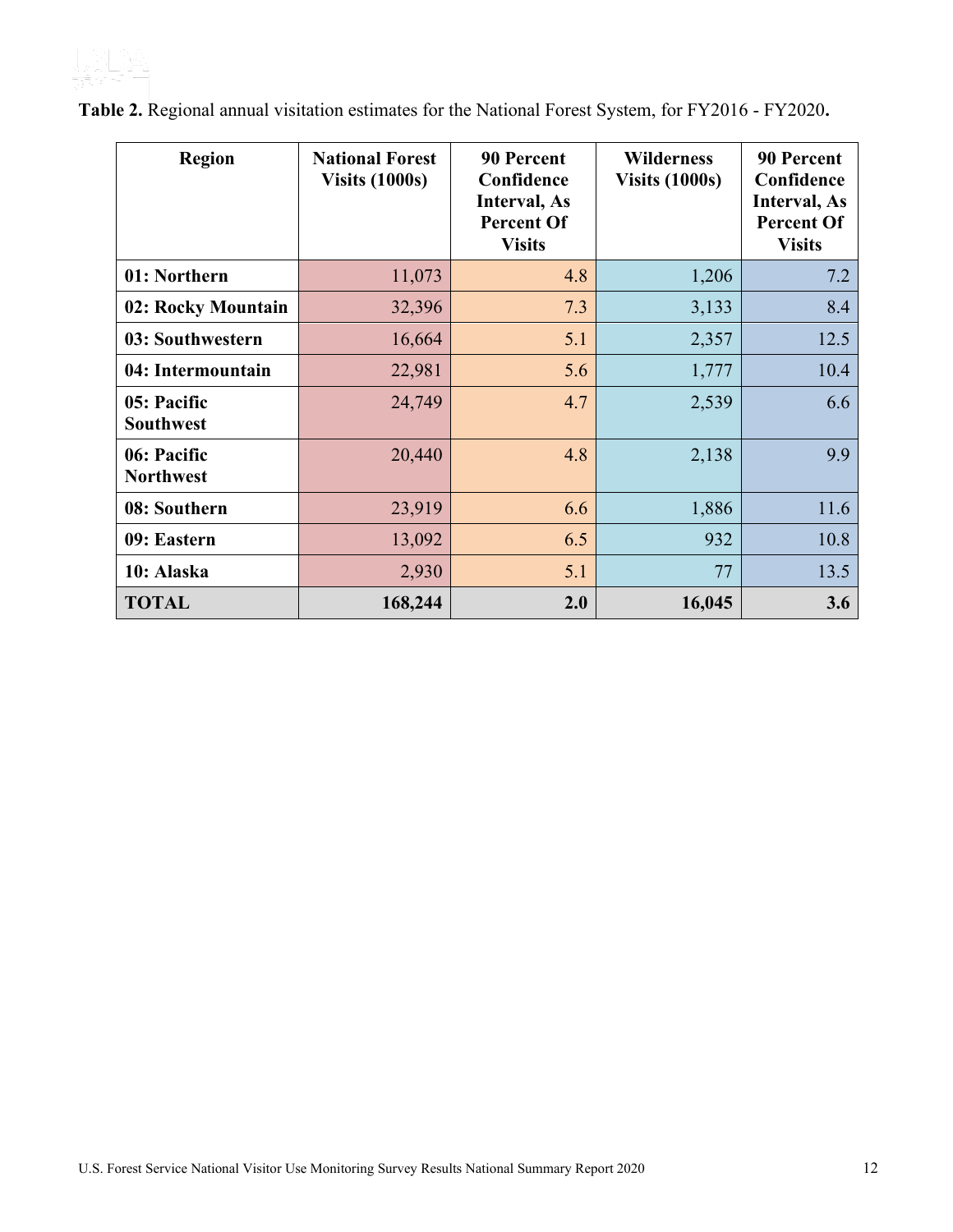**Table 2.** Regional annual visitation estimates for the National Forest System, for FY2016 - FY2020**.**

| Region | National Forest Visits (1000s) | 90 Percent Confidence Interval, As Percent Of Visits | Wilderness Visits (1000s) | 90 Percent Confidence Interval, As Percent Of Visits |
|---|---|---|---|---|
| **01: Northern** | 11,073 | 4.8 | 1,206 | 7.2 |
| **02: Rocky Mountain** | 32,396 | 7.3 | 3,133 | 8.4 |
| **03: Southwestern** | 16,664 | 5.1 | 2,357 | 12.5 |
| **04: Intermountain** | 22,981 | 5.6 | 1,777 | 10.4 |
| **05: Pacific Southwest** | 24,749 | 4.7 | 2,539 | 6.6 |
| **06: Pacific Northwest** | 20,440 | 4.8 | 2,138 | 9.9 |
| **08: Southern** | 23,919 | 6.6 | 1,886 | 11.6 |
| **09: Eastern** | 13,092 | 6.5 | 932 | 10.8 |
| **10: Alaska** | 2,930 | 5.1 | 77 | 13.5 |
| **TOTAL** | **168,244** | **2.0** | **16,045** | **3.6** |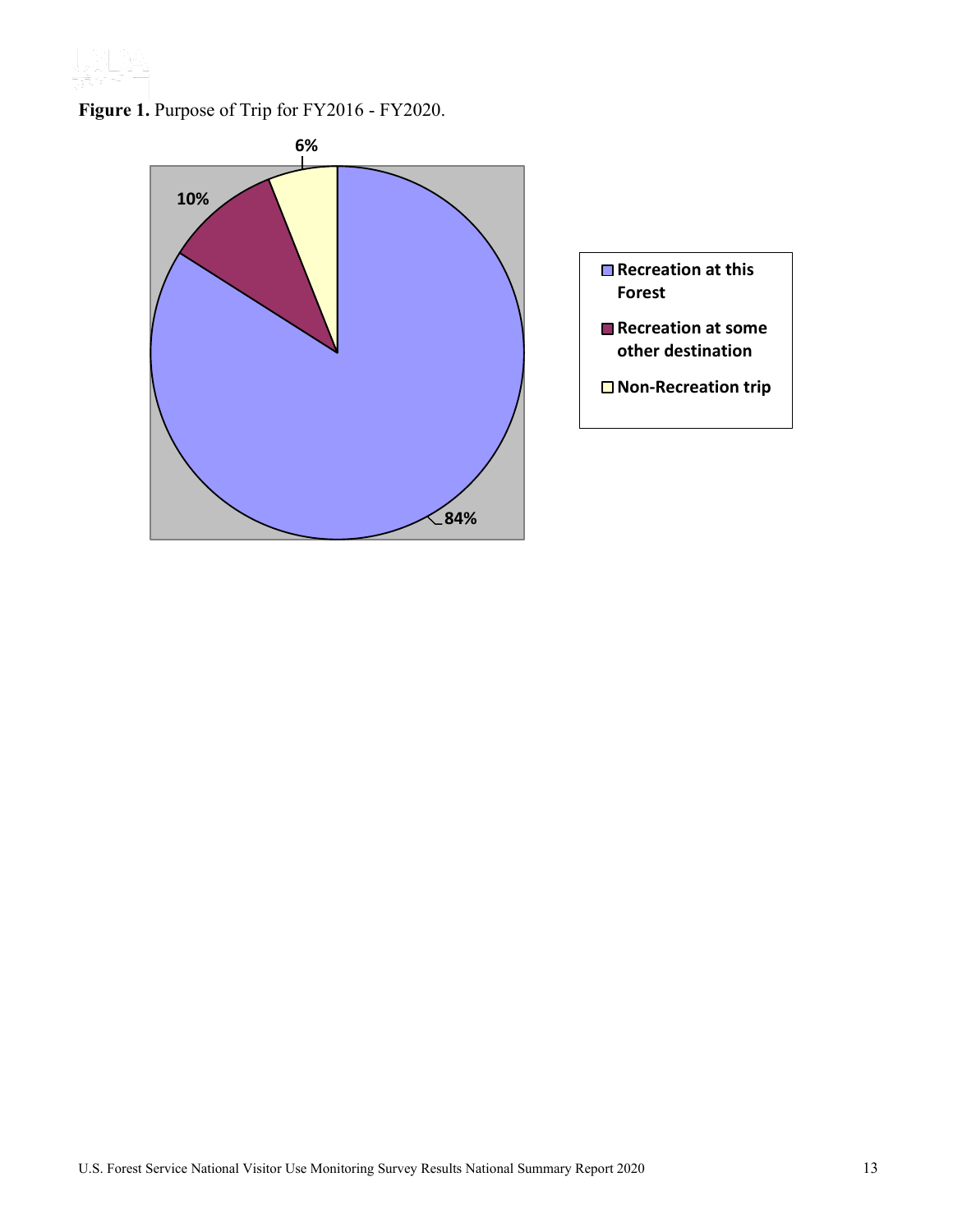**Figure 1.** Purpose of Trip for FY2016 - FY2020.

6%

10%

84%

Recreation at this Forest

Recreation at some other destination

Non-Recreation trip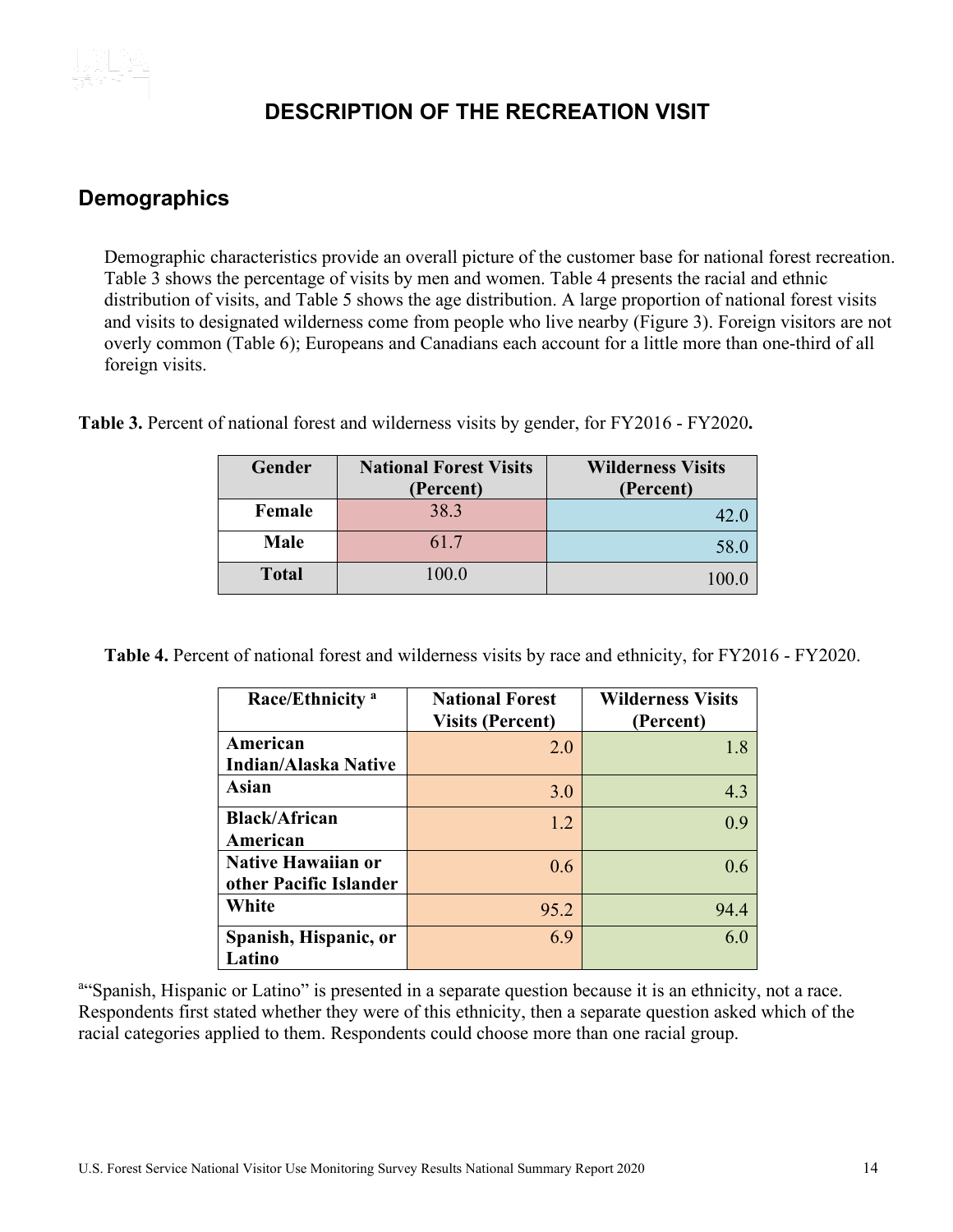# DESCRIPTION OF THE RECREATION VISIT

## Demographics

Demographic characteristics provide an overall picture of the customer base for national forest recreation. Table 3 shows the percentage of visits by men and women. Table 4 presents the racial and ethnic distribution of visits, and Table 5 shows the age distribution. A large proportion of national forest visits and visits to designated wilderness come from people who live nearby (Figure 3). Foreign visitors are not overly common (Table 6); Europeans and Canadians each account for a little more than one-third of all foreign visits.

**Table 3.** Percent of national forest and wilderness visits by gender, for FY2016 - FY2020**.**

| Gender | National Forest Visits (Percent) | Wilderness Visits (Percent) |
|---|---|---|
| **Female** | 38.3 | 42.0 |
| **Male** | 61.7 | 58.0 |
| **Total** | 100.0 | 100.0 |

**Table 4.** Percent of national forest and wilderness visits by race and ethnicity, for FY2016 - FY2020.

| Race/Ethnicity [a] | National Forest Visits (Percent) | Wilderness Visits (Percent) |
|---|---|---|
| **American Indian/Alaska Native** | 2.0 | 1.8 |
| **Asian** | 3.0 | 4.3 |
| **Black/African American** | 1.2 | 0.9 |
| **Native Hawaiian or other Pacific Islander** | 0.6 | 0.6 |
| **White** | 95.2 | 94.4 |
| **Spanish, Hispanic, or Latino** | 6.9 | 6.0 |

[a]"Spanish, Hispanic or Latino" is presented in a separate question because it is an ethnicity, not a race. Respondents first stated whether they were of this ethnicity, then a separate question asked which of the racial categories applied to them. Respondents could choose more than one racial group.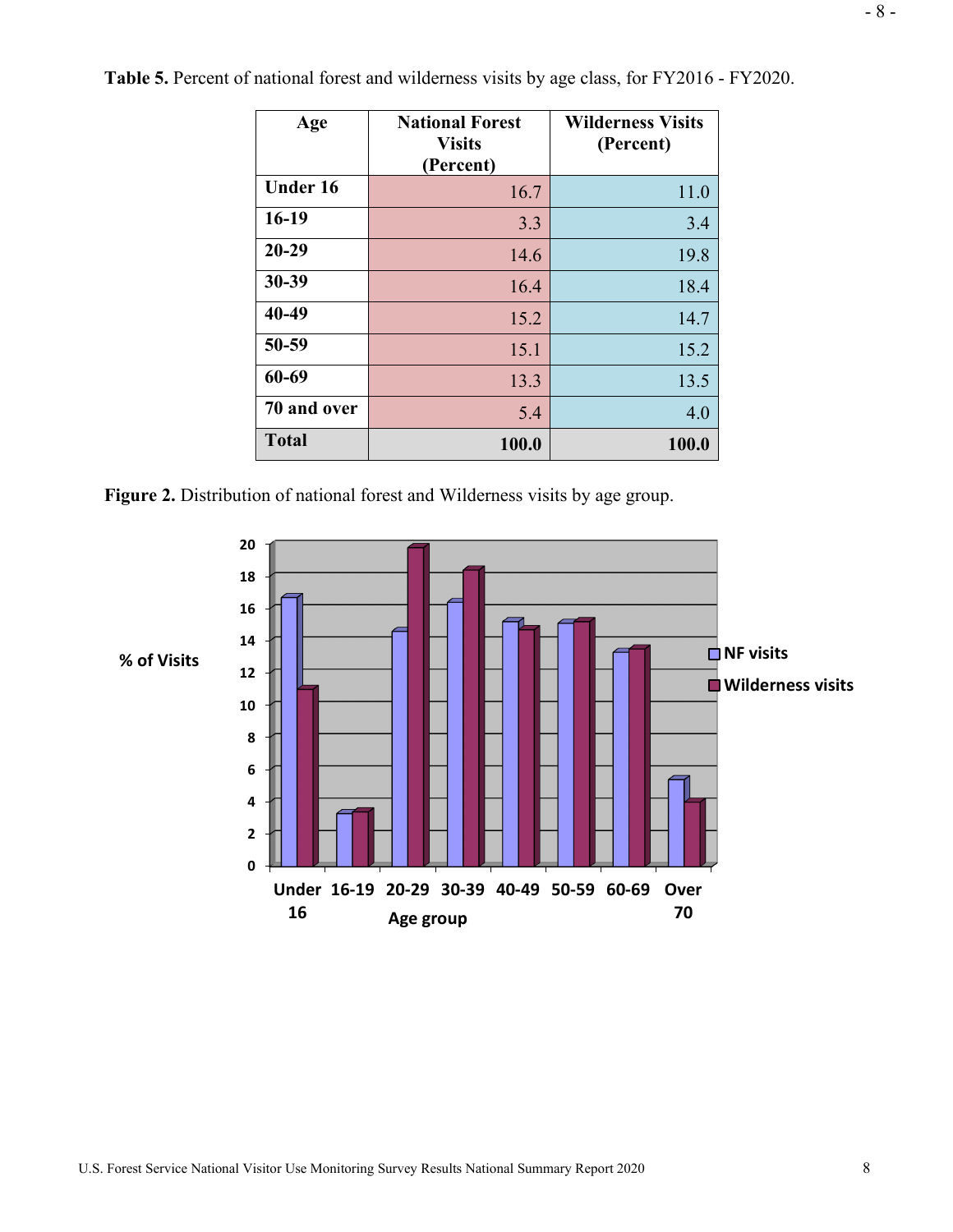**Table 5.** Percent of national forest and wilderness visits by age class, for FY2016 - FY2020.

| Age | National Forest Visits (Percent) | Wilderness Visits (Percent) |
|---|---|---|
| Under 16 | 16.7 | 11.0 |
| 16-19 | 3.3 | 3.4 |
| 20-29 | 14.6 | 19.8 |
| 30-39 | 16.4 | 18.4 |
| 40-49 | 15.2 | 14.7 |
| 50-59 | 15.1 | 15.2 |
| 60-69 | 13.3 | 13.5 |
| 70 and over | 5.4 | 4.0 |
| **Total** | **100.0** | **100.0** |

**Figure 2.** Distribution of national forest and Wilderness visits by age group.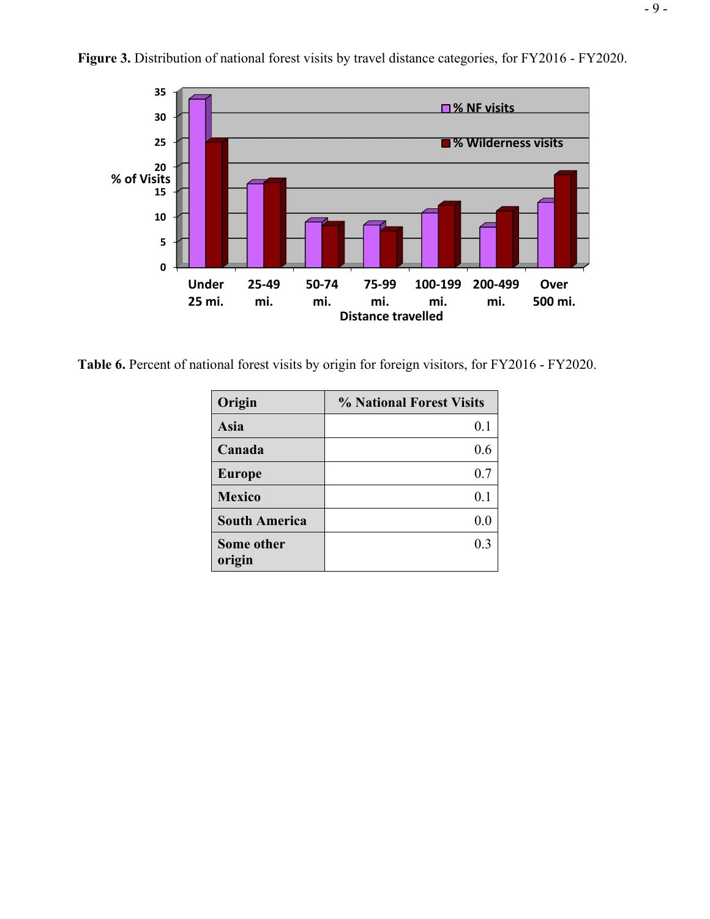**Figure 3.** Distribution of national forest visits by travel distance categories, for FY2016 - FY2020.

**Table 6.** Percent of national forest visits by origin for foreign visitors, for FY2016 - FY2020.

| Origin | % National Forest Visits |
|---|---:|
| **Asia** | 0.1 |
| **Canada** | 0.6 |
| **Europe** | 0.7 |
| **Mexico** | 0.1 |
| **South America** | 0.0 |
| **Some other origin** | 0.3 |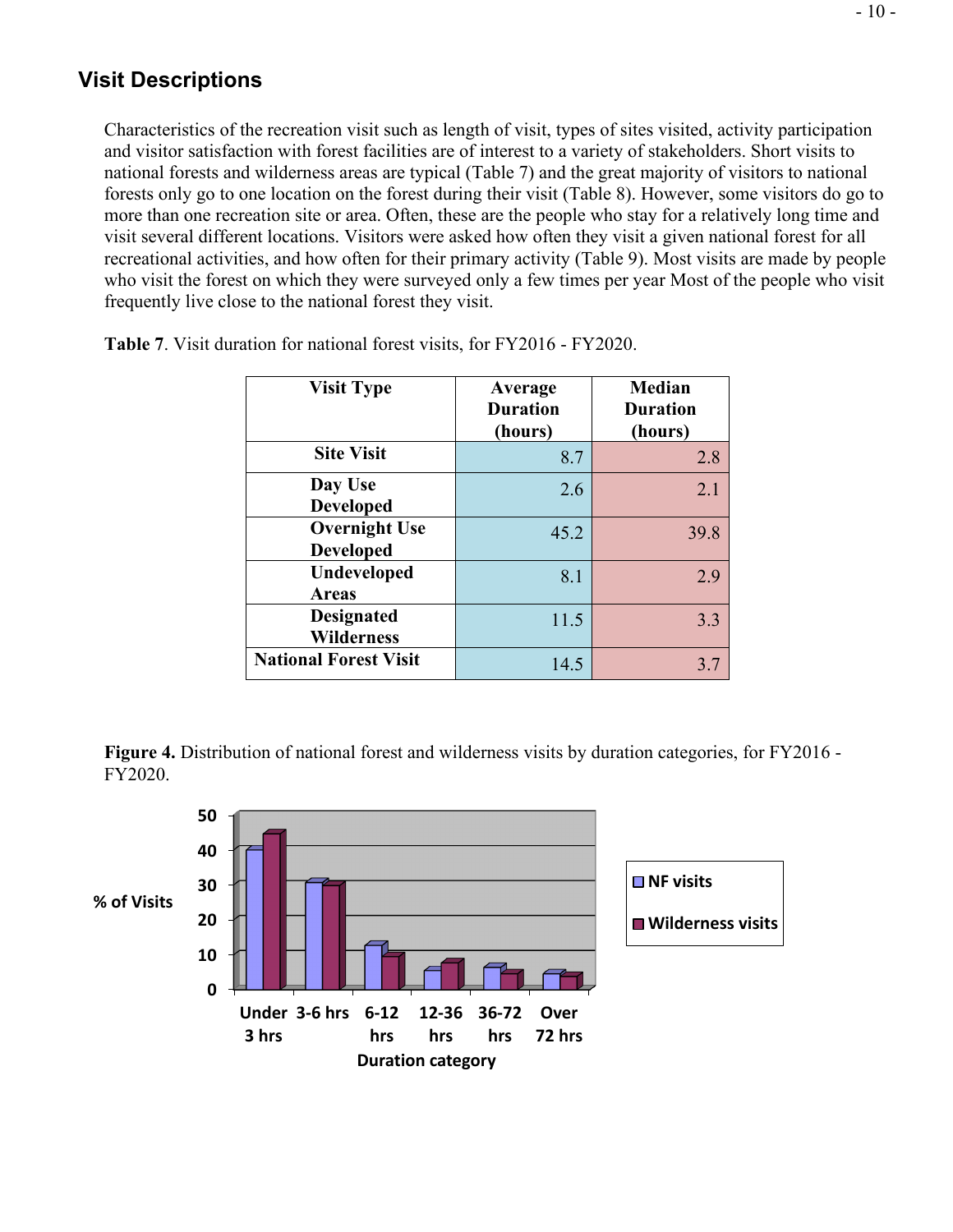## Visit Descriptions

Characteristics of the recreation visit such as length of visit, types of sites visited, activity participation and visitor satisfaction with forest facilities are of interest to a variety of stakeholders. Short visits to national forests and wilderness areas are typical (Table 7) and the great majority of visitors to national forests only go to one location on the forest during their visit (Table 8). However, some visitors do go to more than one recreation site or area. Often, these are the people who stay for a relatively long time and visit several different locations. Visitors were asked how often they visit a given national forest for all recreational activities, and how often for their primary activity (Table 9). Most visits are made by people who visit the forest on which they were surveyed only a few times per year Most of the people who visit frequently live close to the national forest they visit.

**Table 7**. Visit duration for national forest visits, for FY2016 - FY2020.

| Visit Type | Average Duration (hours) | Median Duration (hours) |
|---|---|---|
| Site Visit | 8.7 | 2.8 |
| Day Use Developed | 2.6 | 2.1 |
| Overnight Use Developed | 45.2 | 39.8 |
| Undeveloped Areas | 8.1 | 2.9 |
| Designated Wilderness | 11.5 | 3.3 |
| National Forest Visit | 14.5 | 3.7 |

**Figure 4.** Distribution of national forest and wilderness visits by duration categories, for FY2016 - FY2020.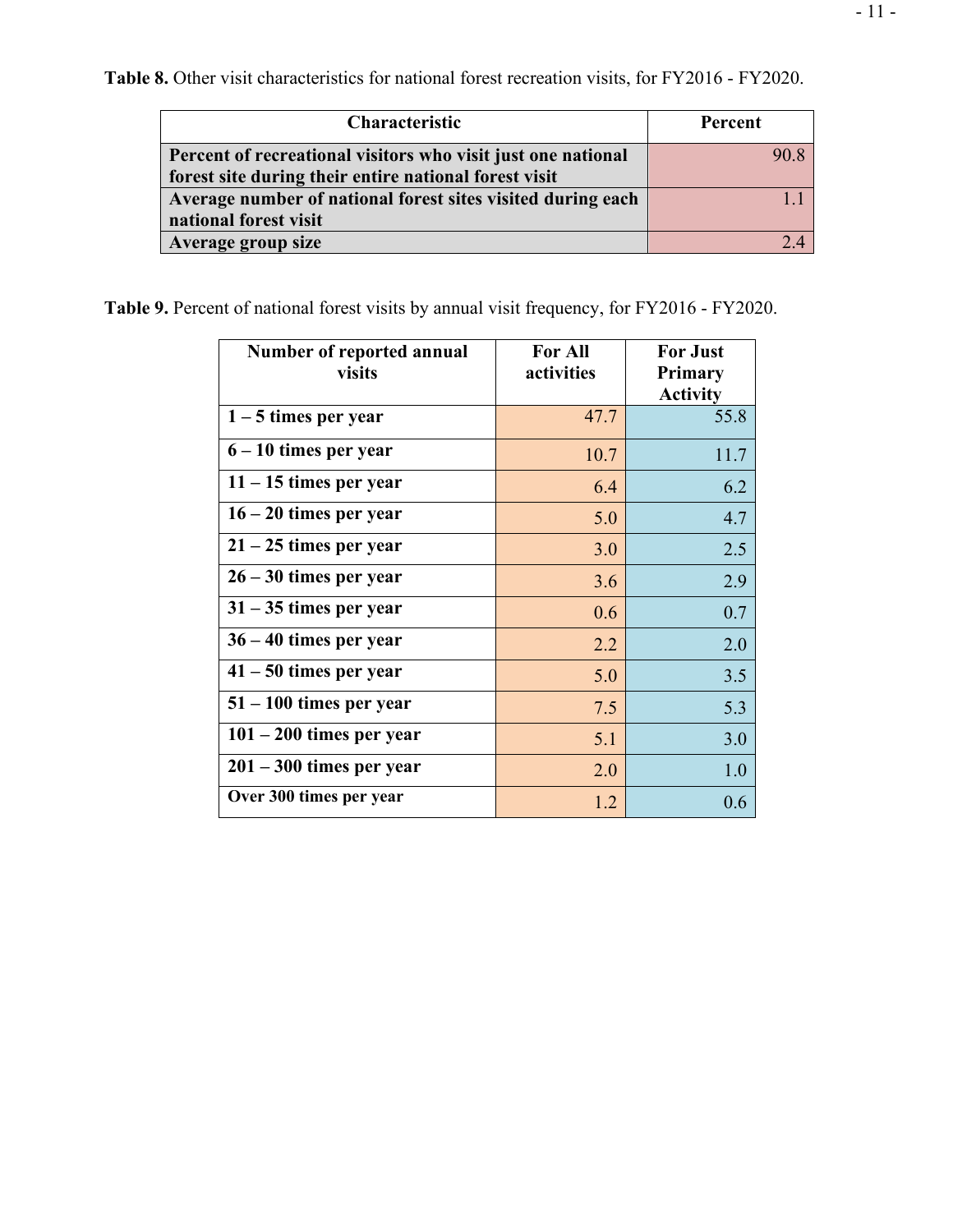**Table 8.** Other visit characteristics for national forest recreation visits, for FY2016 - FY2020.

| Characteristic | Percent |
| --- | --- |
| **Percent of recreational visitors who visit just one national forest site during their entire national forest visit** | 90.8 |
| **Average number of national forest sites visited during each national forest visit** | 1.1 |
| **Average group size** | 2.4 |

**Table 9.** Percent of national forest visits by annual visit frequency, for FY2016 - FY2020.

| Number of reported annual visits | For All activities | For Just Primary Activity |
| --- | --- | --- |
| **1 – 5 times per year** | 47.7 | 55.8 |
| **6 – 10 times per year** | 10.7 | 11.7 |
| **11 – 15 times per year** | 6.4 | 6.2 |
| **16 – 20 times per year** | 5.0 | 4.7 |
| **21 – 25 times per year** | 3.0 | 2.5 |
| **26 – 30 times per year** | 3.6 | 2.9 |
| **31 – 35 times per year** | 0.6 | 0.7 |
| **36 – 40 times per year** | 2.2 | 2.0 |
| **41 – 50 times per year** | 5.0 | 3.5 |
| **51 – 100 times per year** | 7.5 | 5.3 |
| **101 – 200 times per year** | 5.1 | 3.0 |
| **201 – 300 times per year** | 2.0 | 1.0 |
| **Over 300 times per year** | 1.2 | 0.6 |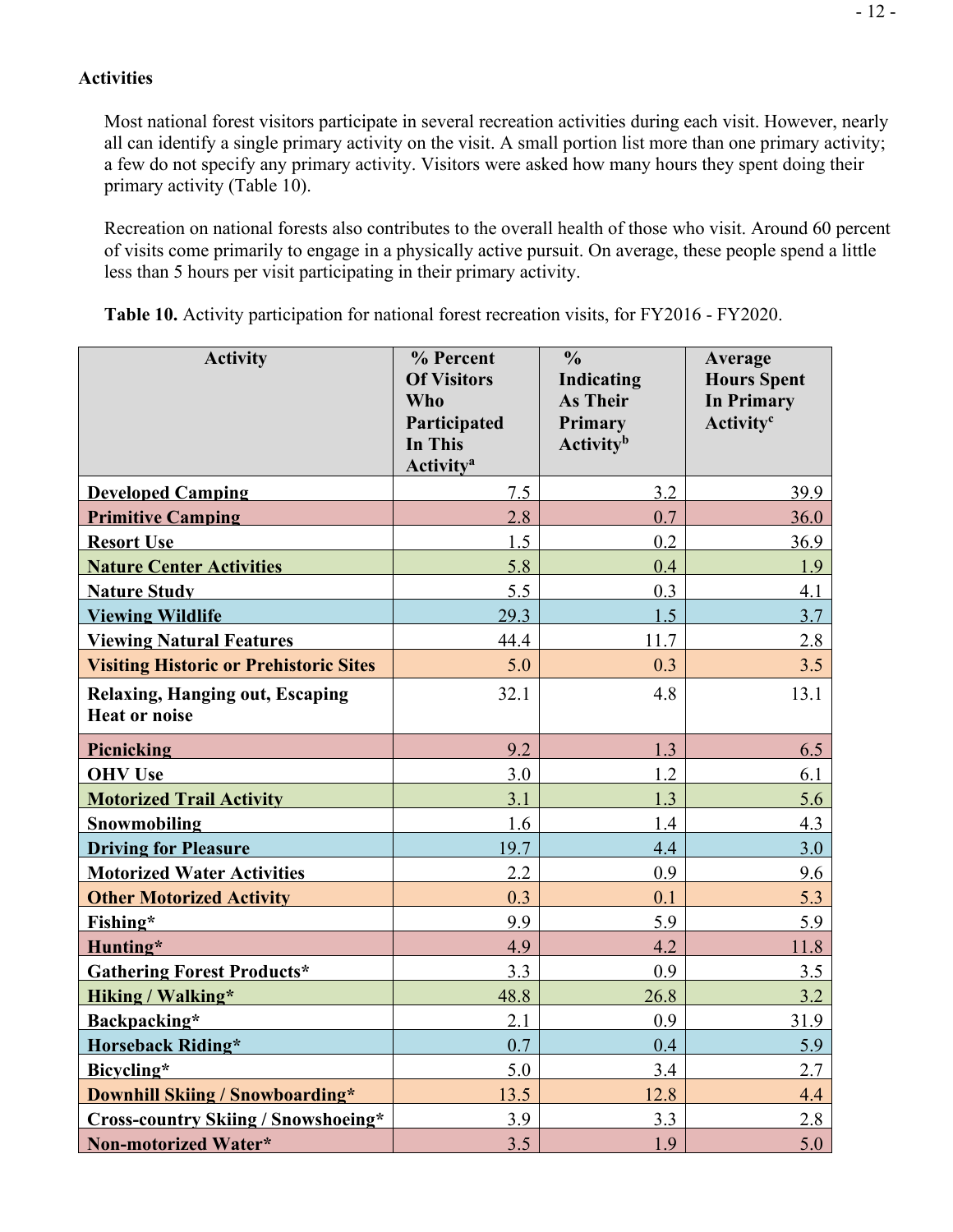**Activities**

Most national forest visitors participate in several recreation activities during each visit. However, nearly all can identify a single primary activity on the visit. A small portion list more than one primary activity; a few do not specify any primary activity. Visitors were asked how many hours they spent doing their primary activity (Table 10).

Recreation on national forests also contributes to the overall health of those who visit. Around 60 percent of visits come primarily to engage in a physically active pursuit. On average, these people spend a little less than 5 hours per visit participating in their primary activity.

**Table 10.** Activity participation for national forest recreation visits, for FY2016 - FY2020.

| Activity | % Percent Of Visitors Who Participated In This Activity[a] | % Indicating As Their Primary Activity[b] | Average Hours Spent In Primary Activity[c] |
|---|---|---|---|
| Developed Camping | 7.5 | 3.2 | 39.9 |
| Primitive Camping | 2.8 | 0.7 | 36.0 |
| Resort Use | 1.5 | 0.2 | 36.9 |
| Nature Center Activities | 5.8 | 0.4 | 1.9 |
| Nature Study | 5.5 | 0.3 | 4.1 |
| Viewing Wildlife | 29.3 | 1.5 | 3.7 |
| Viewing Natural Features | 44.4 | 11.7 | 2.8 |
| Visiting Historic or Prehistoric Sites | 5.0 | 0.3 | 3.5 |
| Relaxing, Hanging out, Escaping Heat or noise | 32.1 | 4.8 | 13.1 |
| Picnicking | 9.2 | 1.3 | 6.5 |
| OHV Use | 3.0 | 1.2 | 6.1 |
| Motorized Trail Activity | 3.1 | 1.3 | 5.6 |
| Snowmobiling | 1.6 | 1.4 | 4.3 |
| Driving for Pleasure | 19.7 | 4.4 | 3.0 |
| Motorized Water Activities | 2.2 | 0.9 | 9.6 |
| Other Motorized Activity | 0.3 | 0.1 | 5.3 |
| Fishing* | 9.9 | 5.9 | 5.9 |
| Hunting* | 4.9 | 4.2 | 11.8 |
| Gathering Forest Products* | 3.3 | 0.9 | 3.5 |
| Hiking / Walking* | 48.8 | 26.8 | 3.2 |
| Backpacking* | 2.1 | 0.9 | 31.9 |
| Horseback Riding* | 0.7 | 0.4 | 5.9 |
| Bicycling* | 5.0 | 3.4 | 2.7 |
| Downhill Skiing / Snowboarding* | 13.5 | 12.8 | 4.4 |
| Cross-country Skiing / Snowshoeing* | 3.9 | 3.3 | 2.8 |
| Non-motorized Water* | 3.5 | 1.9 | 5.0 |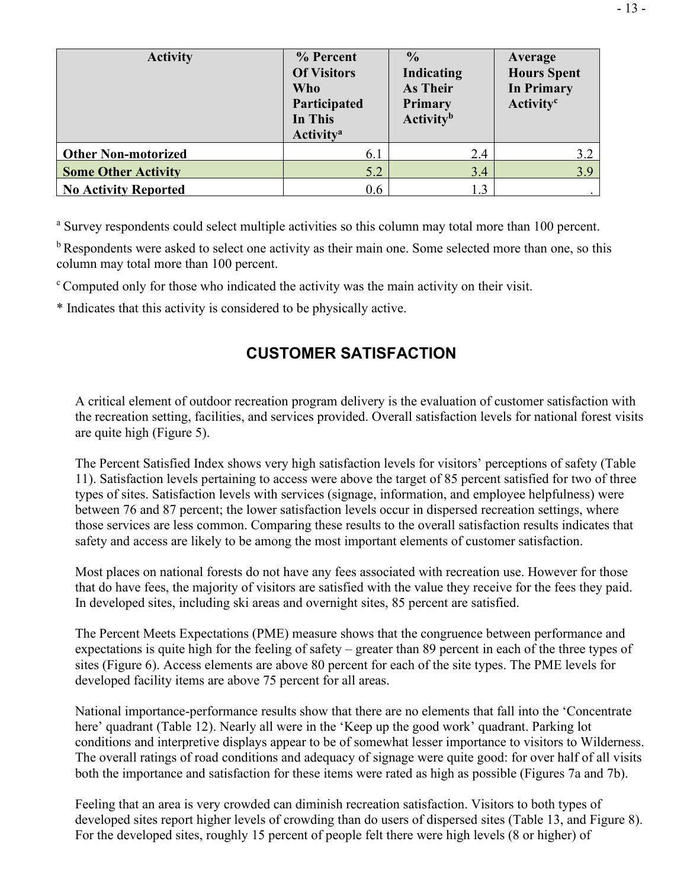| Activity | % Percent Of Visitors Who Participated In This Activity[a] | % Indicating As Their Primary Activity[b] | Average Hours Spent In Primary Activity[c] |
|---|---|---|---|
| **Other Non-motorized** | 6.1 | 2.4 | 3.2 |
| **Some Other Activity** | 5.2 | 3.4 | 3.9 |
| **No Activity Reported** | 0.6 | 1.3 | . |

[a] Survey respondents could select multiple activities so this column may total more than 100 percent.

[b] Respondents were asked to select one activity as their main one. Some selected more than one, so this column may total more than 100 percent.

[c] Computed only for those who indicated the activity was the main activity on their visit.

* Indicates that this activity is considered to be physically active.

## CUSTOMER SATISFACTION

A critical element of outdoor recreation program delivery is the evaluation of customer satisfaction with the recreation setting, facilities, and services provided. Overall satisfaction levels for national forest visits are quite high (Figure 5).

The Percent Satisfied Index shows very high satisfaction levels for visitors' perceptions of safety (Table 11). Satisfaction levels pertaining to access were above the target of 85 percent satisfied for two of three types of sites. Satisfaction levels with services (signage, information, and employee helpfulness) were between 76 and 87 percent; the lower satisfaction levels occur in dispersed recreation settings, where those services are less common. Comparing these results to the overall satisfaction results indicates that safety and access are likely to be among the most important elements of customer satisfaction.

Most places on national forests do not have any fees associated with recreation use. However for those that do have fees, the majority of visitors are satisfied with the value they receive for the fees they paid. In developed sites, including ski areas and overnight sites, 85 percent are satisfied.

The Percent Meets Expectations (PME) measure shows that the congruence between performance and expectations is quite high for the feeling of safety – greater than 89 percent in each of the three types of sites (Figure 6). Access elements are above 80 percent for each of the site types. The PME levels for developed facility items are above 75 percent for all areas.

National importance-performance results show that there are no elements that fall into the 'Concentrate here' quadrant (Table 12). Nearly all were in the 'Keep up the good work' quadrant. Parking lot conditions and interpretive displays appear to be of somewhat lesser importance to visitors to Wilderness. The overall ratings of road conditions and adequacy of signage were quite good: for over half of all visits both the importance and satisfaction for these items were rated as high as possible (Figures 7a and 7b).

Feeling that an area is very crowded can diminish recreation satisfaction. Visitors to both types of developed sites report higher levels of crowding than do users of dispersed sites (Table 13, and Figure 8). For the developed sites, roughly 15 percent of people felt there were high levels (8 or higher) of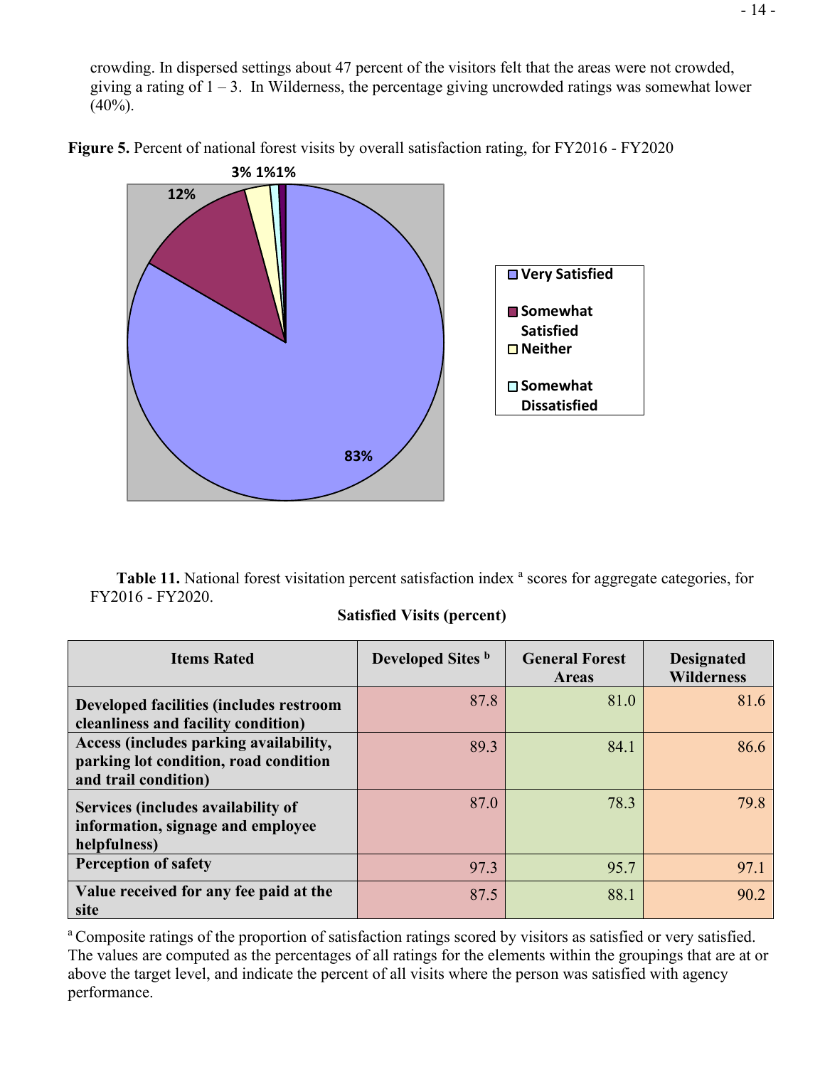crowding. In dispersed settings about 47 percent of the visitors felt that the areas were not crowded, giving a rating of 1 – 3. In Wilderness, the percentage giving uncrowded ratings was somewhat lower (40%).

**Figure 5.** Percent of national forest visits by overall satisfaction rating, for FY2016 - FY2020

**Table 11.** National forest visitation percent satisfaction index [a] scores for aggregate categories, for FY2016 - FY2020.

**Satisfied Visits (percent)**

| Items Rated | Developed Sites [b] | General Forest Areas | Designated Wilderness |
|---|---|---|---|
| **Developed facilities (includes restroom cleanliness and facility condition)** | 87.8 | 81.0 | 81.6 |
| **Access (includes parking availability, parking lot condition, road condition and trail condition)** | 89.3 | 84.1 | 86.6 |
| **Services (includes availability of information, signage and employee helpfulness)** | 87.0 | 78.3 | 79.8 |
| **Perception of safety** | 97.3 | 95.7 | 97.1 |
| **Value received for any fee paid at the site** | 87.5 | 88.1 | 90.2 |

[a] Composite ratings of the proportion of satisfaction ratings scored by visitors as satisfied or very satisfied. The values are computed as the percentages of all ratings for the elements within the groupings that are at or above the target level, and indicate the percent of all visits where the person was satisfied with agency performance.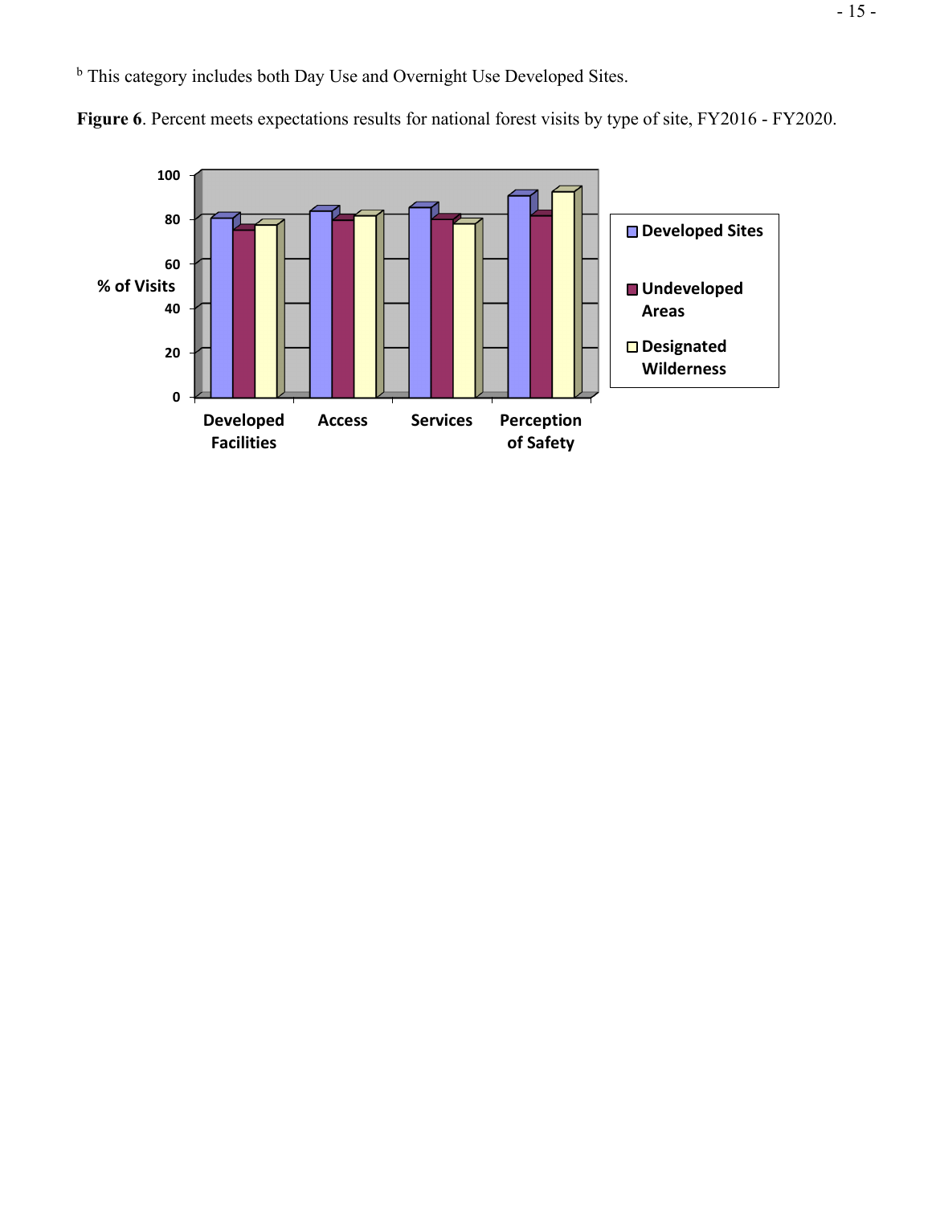[b] This category includes both Day Use and Overnight Use Developed Sites.

**Figure 6**. Percent meets expectations results for national forest visits by type of site, FY2016 - FY2020.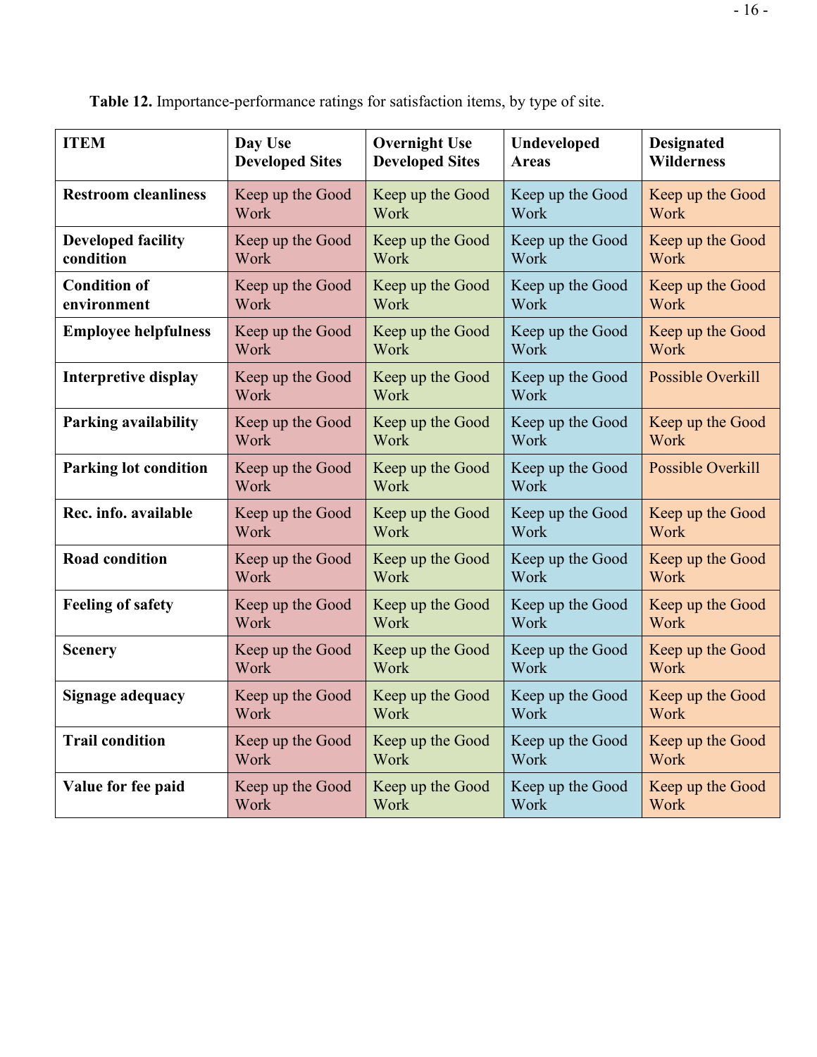**Table 12.** Importance-performance ratings for satisfaction items, by type of site.

| ITEM | Day Use Developed Sites | Overnight Use Developed Sites | Undeveloped Areas | Designated Wilderness |
|---|---|---|---|---|
| **Restroom cleanliness** | Keep up the Good Work | Keep up the Good Work | Keep up the Good Work | Keep up the Good Work |
| **Developed facility condition** | Keep up the Good Work | Keep up the Good Work | Keep up the Good Work | Keep up the Good Work |
| **Condition of environment** | Keep up the Good Work | Keep up the Good Work | Keep up the Good Work | Keep up the Good Work |
| **Employee helpfulness** | Keep up the Good Work | Keep up the Good Work | Keep up the Good Work | Keep up the Good Work |
| **Interpretive display** | Keep up the Good Work | Keep up the Good Work | Keep up the Good Work | Possible Overkill |
| **Parking availability** | Keep up the Good Work | Keep up the Good Work | Keep up the Good Work | Keep up the Good Work |
| **Parking lot condition** | Keep up the Good Work | Keep up the Good Work | Keep up the Good Work | Possible Overkill |
| **Rec. info. available** | Keep up the Good Work | Keep up the Good Work | Keep up the Good Work | Keep up the Good Work |
| **Road condition** | Keep up the Good Work | Keep up the Good Work | Keep up the Good Work | Keep up the Good Work |
| **Feeling of safety** | Keep up the Good Work | Keep up the Good Work | Keep up the Good Work | Keep up the Good Work |
| **Scenery** | Keep up the Good Work | Keep up the Good Work | Keep up the Good Work | Keep up the Good Work |
| **Signage adequacy** | Keep up the Good Work | Keep up the Good Work | Keep up the Good Work | Keep up the Good Work |
| **Trail condition** | Keep up the Good Work | Keep up the Good Work | Keep up the Good Work | Keep up the Good Work |
| **Value for fee paid** | Keep up the Good Work | Keep up the Good Work | Keep up the Good Work | Keep up the Good Work |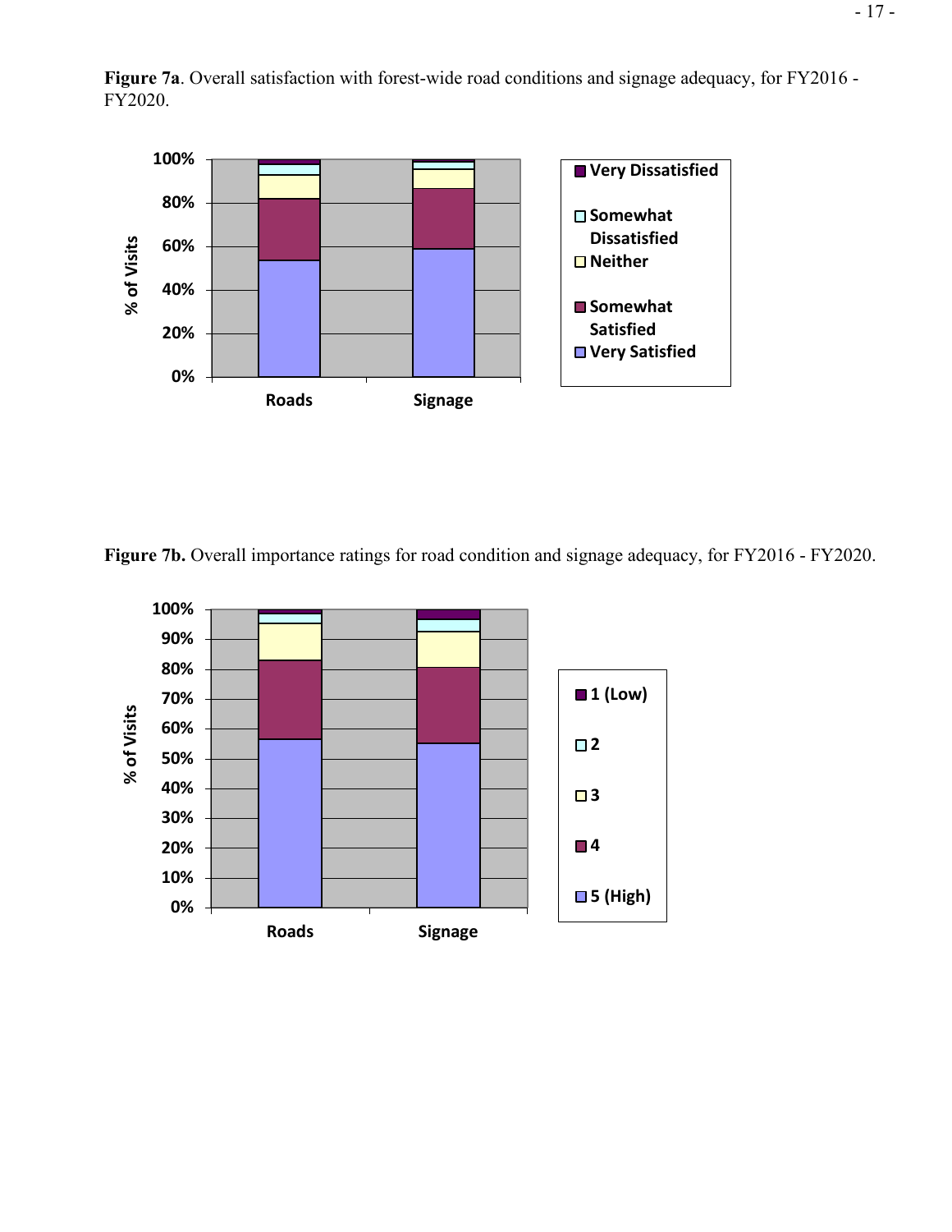**Figure 7a**. Overall satisfaction with forest-wide road conditions and signage adequacy, for FY2016 - FY2020.

**Figure 7b.** Overall importance ratings for road condition and signage adequacy, for FY2016 - FY2020.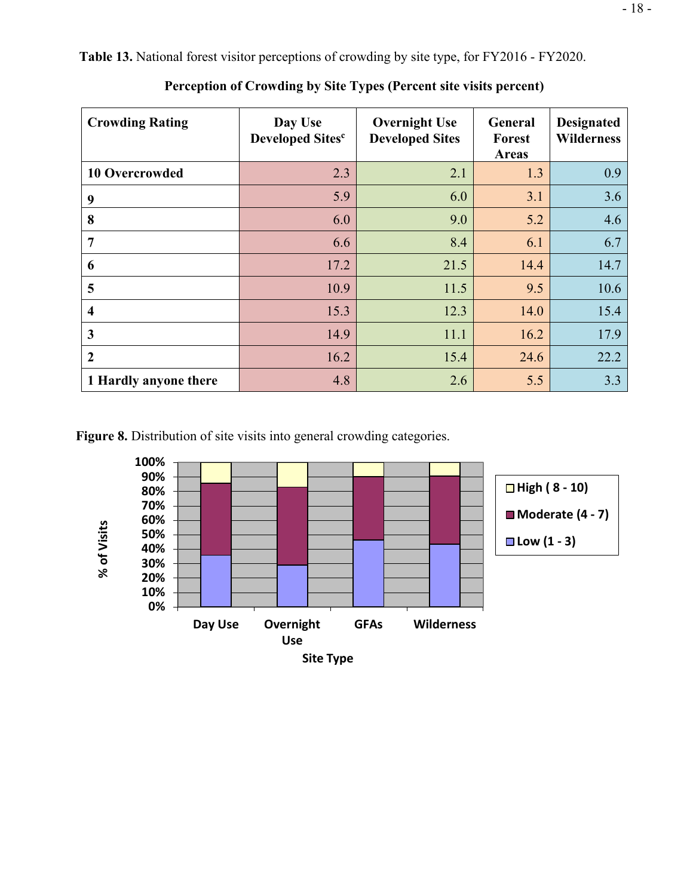**Table 13.** National forest visitor perceptions of crowding by site type, for FY2016 - FY2020.

**Perception of Crowding by Site Types (Percent site visits percent)**

| Crowding Rating | Day Use Developed Sites[c] | Overnight Use Developed Sites | General Forest Areas | Designated Wilderness |
|---|---|---|---|---|
| 10 Overcrowded | 2.3 | 2.1 | 1.3 | 0.9 |
| 9 | 5.9 | 6.0 | 3.1 | 3.6 |
| 8 | 6.0 | 9.0 | 5.2 | 4.6 |
| 7 | 6.6 | 8.4 | 6.1 | 6.7 |
| 6 | 17.2 | 21.5 | 14.4 | 14.7 |
| 5 | 10.9 | 11.5 | 9.5 | 10.6 |
| 4 | 15.3 | 12.3 | 14.0 | 15.4 |
| 3 | 14.9 | 11.1 | 16.2 | 17.9 |
| 2 | 16.2 | 15.4 | 24.6 | 22.2 |
| 1 Hardly anyone there | 4.8 | 2.6 | 5.5 | 3.3 |

**Figure 8.** Distribution of site visits into general crowding categories.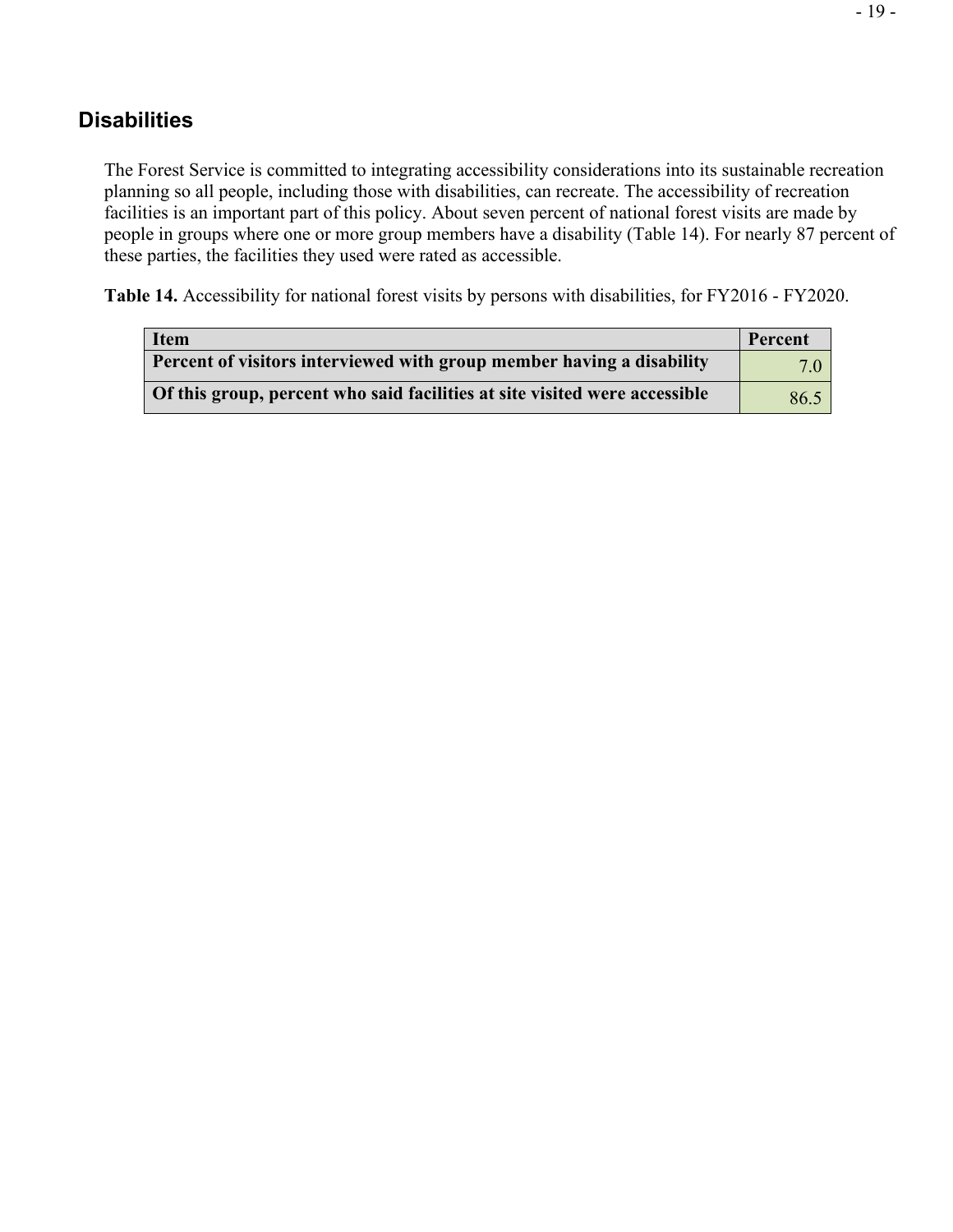## Disabilities

The Forest Service is committed to integrating accessibility considerations into its sustainable recreation planning so all people, including those with disabilities, can recreate. The accessibility of recreation facilities is an important part of this policy. About seven percent of national forest visits are made by people in groups where one or more group members have a disability (Table 14). For nearly 87 percent of these parties, the facilities they used were rated as accessible.

**Table 14.** Accessibility for national forest visits by persons with disabilities, for FY2016 - FY2020.

| Item | Percent |
|---|---|
| **Percent of visitors interviewed with group member having a disability** | 7.0 |
| **Of this group, percent who said facilities at site visited were accessible** | 86.5 |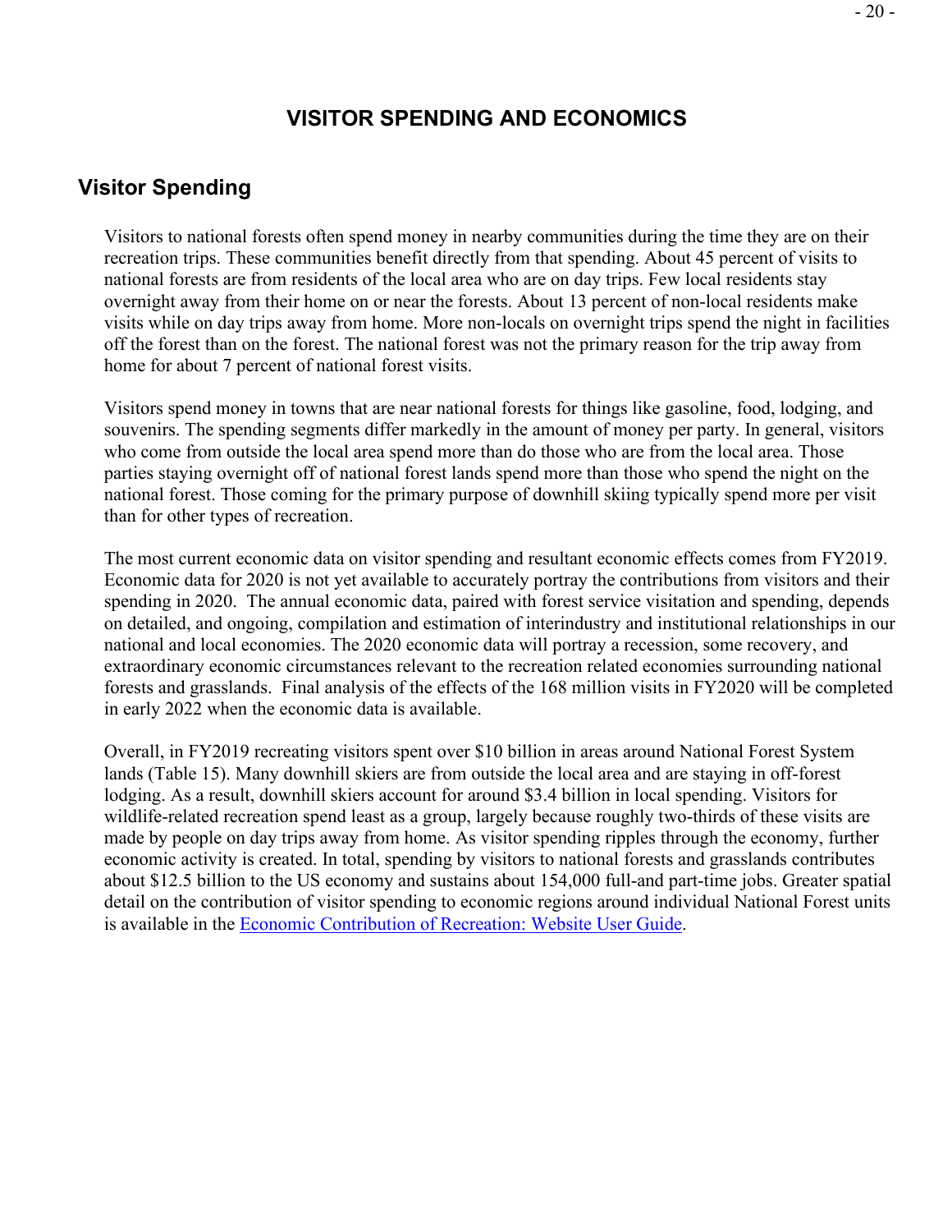# VISITOR SPENDING AND ECONOMICS

## Visitor Spending

Visitors to national forests often spend money in nearby communities during the time they are on their recreation trips. These communities benefit directly from that spending. About 45 percent of visits to national forests are from residents of the local area who are on day trips. Few local residents stay overnight away from their home on or near the forests. About 13 percent of non-local residents make visits while on day trips away from home. More non-locals on overnight trips spend the night in facilities off the forest than on the forest. The national forest was not the primary reason for the trip away from home for about 7 percent of national forest visits.

Visitors spend money in towns that are near national forests for things like gasoline, food, lodging, and souvenirs. The spending segments differ markedly in the amount of money per party. In general, visitors who come from outside the local area spend more than do those who are from the local area. Those parties staying overnight off of national forest lands spend more than those who spend the night on the national forest. Those coming for the primary purpose of downhill skiing typically spend more per visit than for other types of recreation.

The most current economic data on visitor spending and resultant economic effects comes from FY2019. Economic data for 2020 is not yet available to accurately portray the contributions from visitors and their spending in 2020. The annual economic data, paired with forest service visitation and spending, depends on detailed, and ongoing, compilation and estimation of interindustry and institutional relationships in our national and local economies. The 2020 economic data will portray a recession, some recovery, and extraordinary economic circumstances relevant to the recreation related economies surrounding national forests and grasslands. Final analysis of the effects of the 168 million visits in FY2020 will be completed in early 2022 when the economic data is available.

Overall, in FY2019 recreating visitors spent over $10 billion in areas around National Forest System lands (Table 15). Many downhill skiers are from outside the local area and are staying in off-forest lodging. As a result, downhill skiers account for around $3.4 billion in local spending. Visitors for wildlife-related recreation spend least as a group, largely because roughly two-thirds of these visits are made by people on day trips away from home. As visitor spending ripples through the economy, further economic activity is created. In total, spending by visitors to national forests and grasslands contributes about $12.5 billion to the US economy and sustains about 154,000 full-and part-time jobs. Greater spatial detail on the contribution of visitor spending to economic regions around individual National Forest units is available in the Economic Contribution of Recreation: Website User Guide.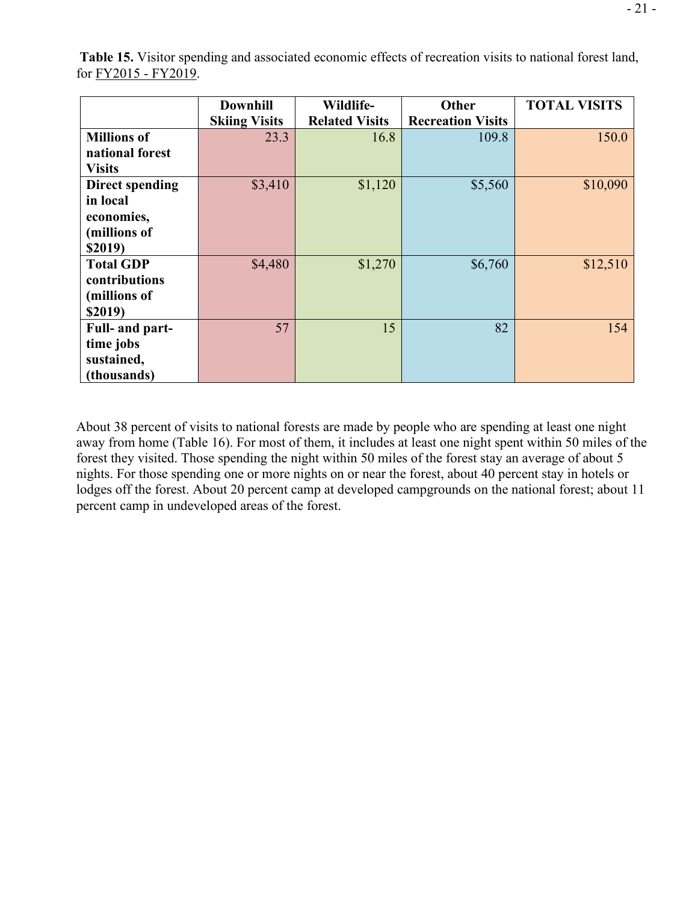**Table 15.** Visitor spending and associated economic effects of recreation visits to national forest land, for FY2015 - FY2019.

| | Downhill Skiing Visits | Wildlife-Related Visits | Other Recreation Visits | TOTAL VISITS |
|---|---|---|---|---|
| **Millions of national forest Visits** | 23.3 | 16.8 | 109.8 | 150.0 |
| **Direct spending in local economies, (millions of $2019)** | $3,410 | $1,120 | $5,560 | $10,090 |
| **Total GDP contributions (millions of $2019)** | $4,480 | $1,270 | $6,760 | $12,510 |
| **Full- and part-time jobs sustained, (thousands)** | 57 | 15 | 82 | 154 |

About 38 percent of visits to national forests are made by people who are spending at least one night away from home (Table 16). For most of them, it includes at least one night spent within 50 miles of the forest they visited. Those spending the night within 50 miles of the forest stay an average of about 5 nights. For those spending one or more nights on or near the forest, about 40 percent stay in hotels or lodges off the forest. About 20 percent camp at developed campgrounds on the national forest; about 11 percent camp in undeveloped areas of the forest.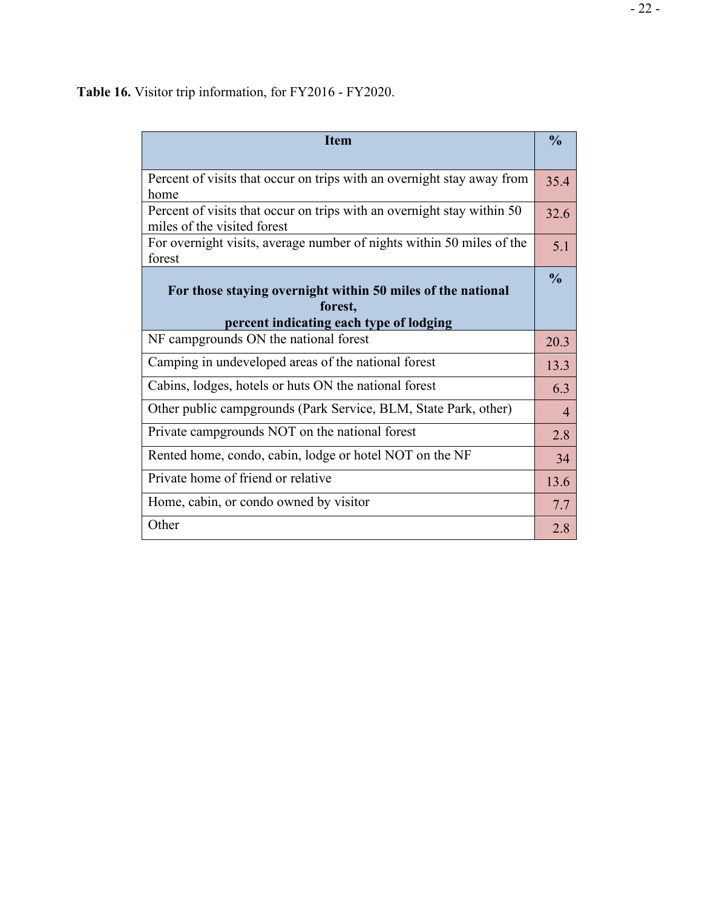**Table 16.** Visitor trip information, for FY2016 - FY2020.

| Item | % |
|---|---|
| Percent of visits that occur on trips with an overnight stay away from home | 35.4 |
| Percent of visits that occur on trips with an overnight stay within 50 miles of the visited forest | 32.6 |
| For overnight visits, average number of nights within 50 miles of the forest | 5.1 |
| **For those staying overnight within 50 miles of the national forest, percent indicating each type of lodging** | **%** |
| NF campgrounds ON the national forest | 20.3 |
| Camping in undeveloped areas of the national forest | 13.3 |
| Cabins, lodges, hotels or huts ON the national forest | 6.3 |
| Other public campgrounds (Park Service, BLM, State Park, other) | 4 |
| Private campgrounds NOT on the national forest | 2.8 |
| Rented home, condo, cabin, lodge or hotel NOT on the NF | 34 |
| Private home of friend or relative | 13.6 |
| Home, cabin, or condo owned by visitor | 7.7 |
| Other | 2.8 |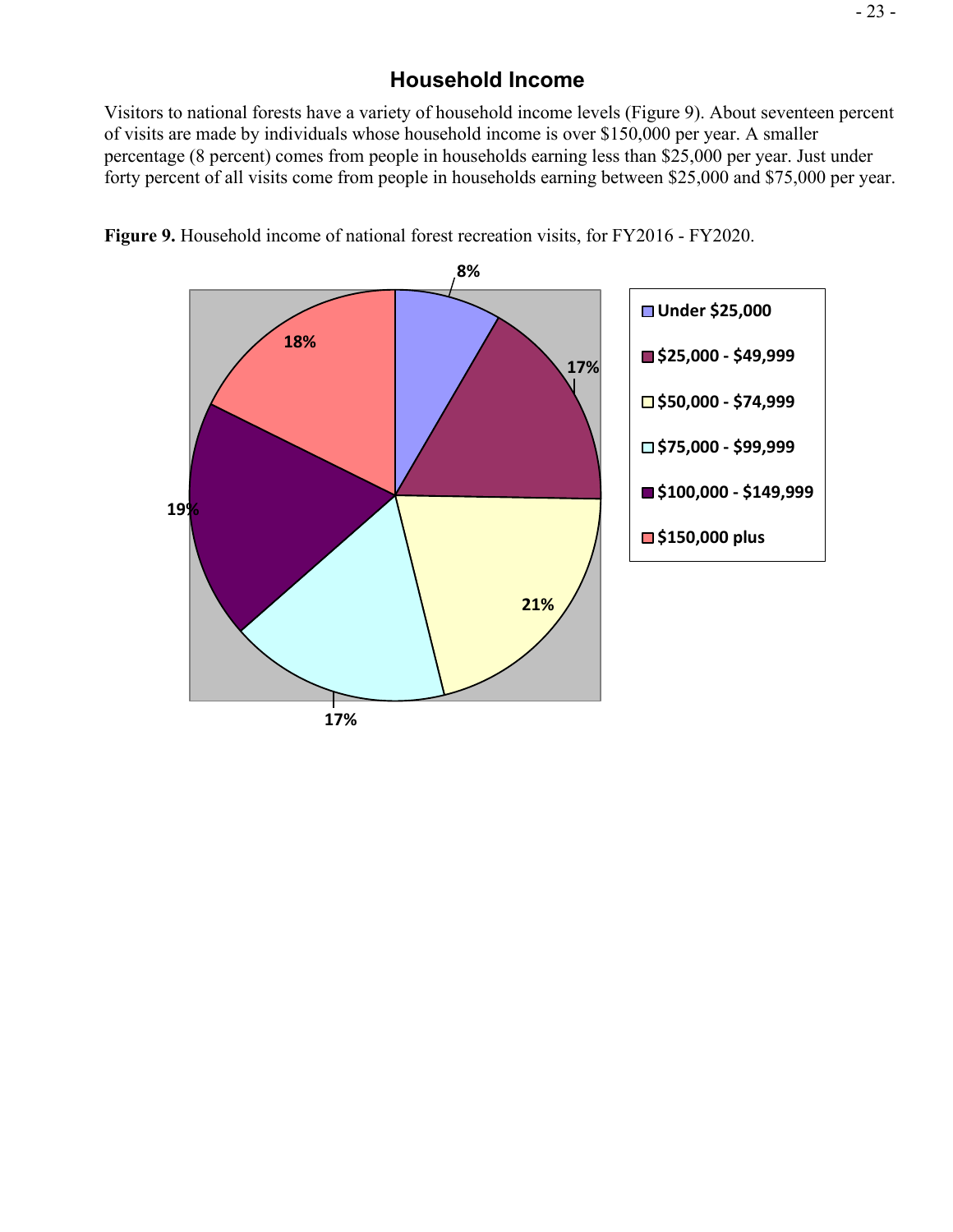## Household Income

Visitors to national forests have a variety of household income levels (Figure 9). About seventeen percent of visits are made by individuals whose household income is over $150,000 per year. A smaller percentage (8 percent) comes from people in households earning less than $25,000 per year. Just under forty percent of all visits come from people in households earning between $25,000 and $75,000 per year.

**Figure 9.** Household income of national forest recreation visits, for FY2016 - FY2020.

| Household income | Percent |
|---|---|
| Under $25,000 | 8% |
| $25,000 - $49,999 | 17% |
| $50,000 - $74,999 | 21% |
| $75,000 - $99,999 | 17% |
| $100,000 - $149,999 | 19% |
| $150,000 plus | 18% |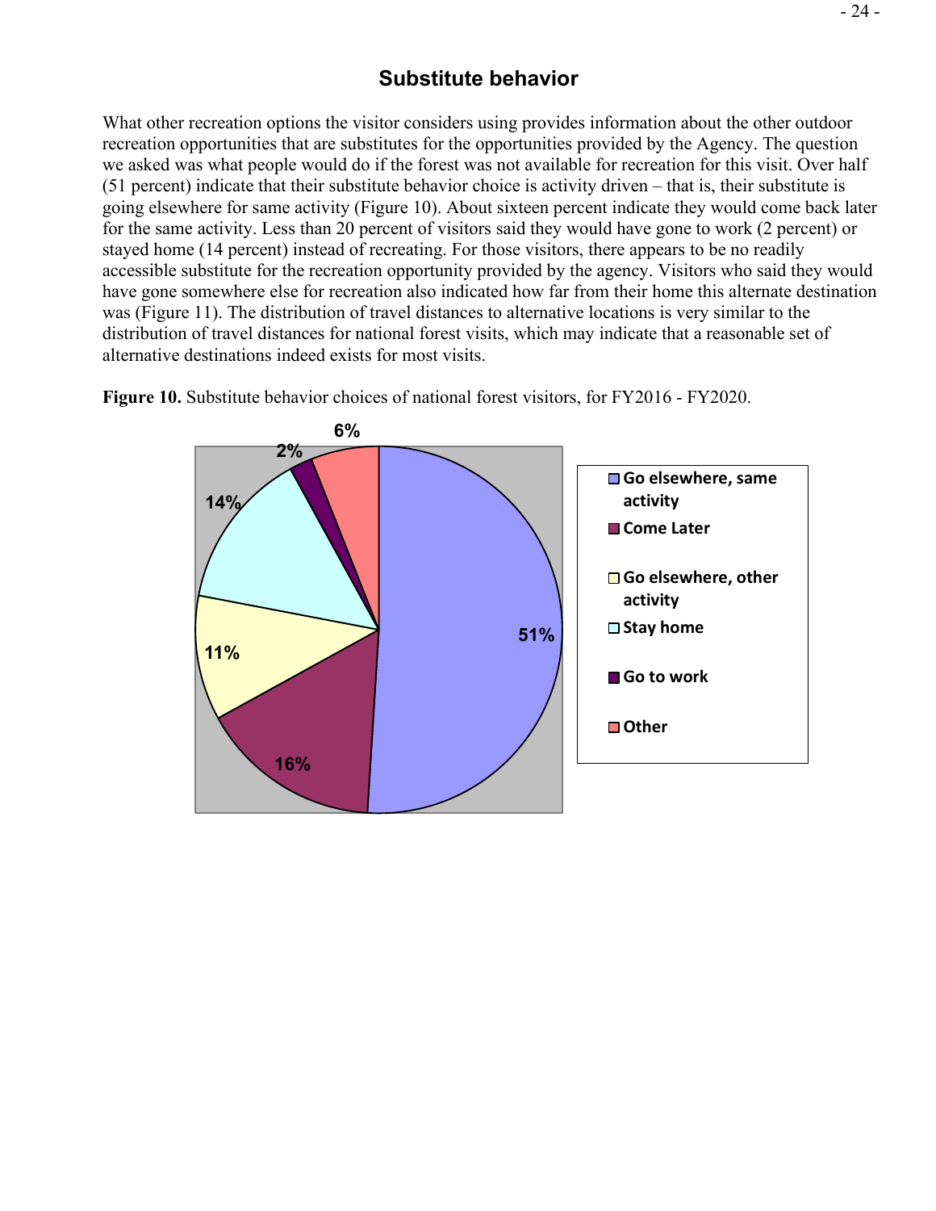## Substitute behavior

What other recreation options the visitor considers using provides information about the other outdoor recreation opportunities that are substitutes for the opportunities provided by the Agency. The question we asked was what people would do if the forest was not available for recreation for this visit. Over half (51 percent) indicate that their substitute behavior choice is activity driven – that is, their substitute is going elsewhere for same activity (Figure 10). About sixteen percent indicate they would come back later for the same activity. Less than 20 percent of visitors said they would have gone to work (2 percent) or stayed home (14 percent) instead of recreating. For those visitors, there appears to be no readily accessible substitute for the recreation opportunity provided by the agency. Visitors who said they would have gone somewhere else for recreation also indicated how far from their home this alternate destination was (Figure 11). The distribution of travel distances to alternative locations is very similar to the distribution of travel distances for national forest visits, which may indicate that a reasonable set of alternative destinations indeed exists for most visits.

**Figure 10.** Substitute behavior choices of national forest visitors, for FY2016 - FY2020.

| Substitute behavior | Percent |
|---|---|
| Go elsewhere, same activity | 51% |
| Come Later | 16% |
| Go elsewhere, other activity | 11% |
| Stay home | 14% |
| Go to work | 2% |
| Other | 6% |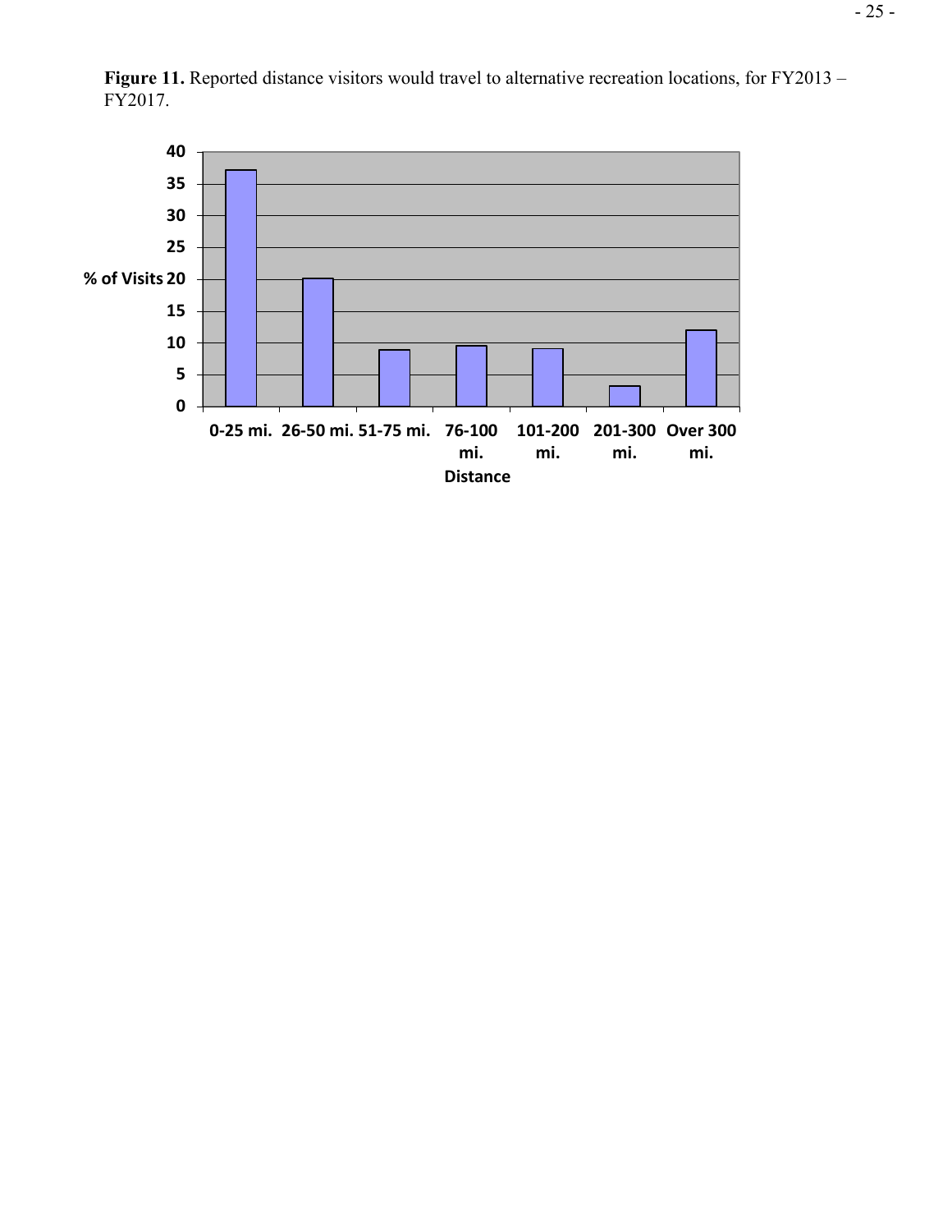**Figure 11.** Reported distance visitors would travel to alternative recreation locations, for FY2013 – FY2017.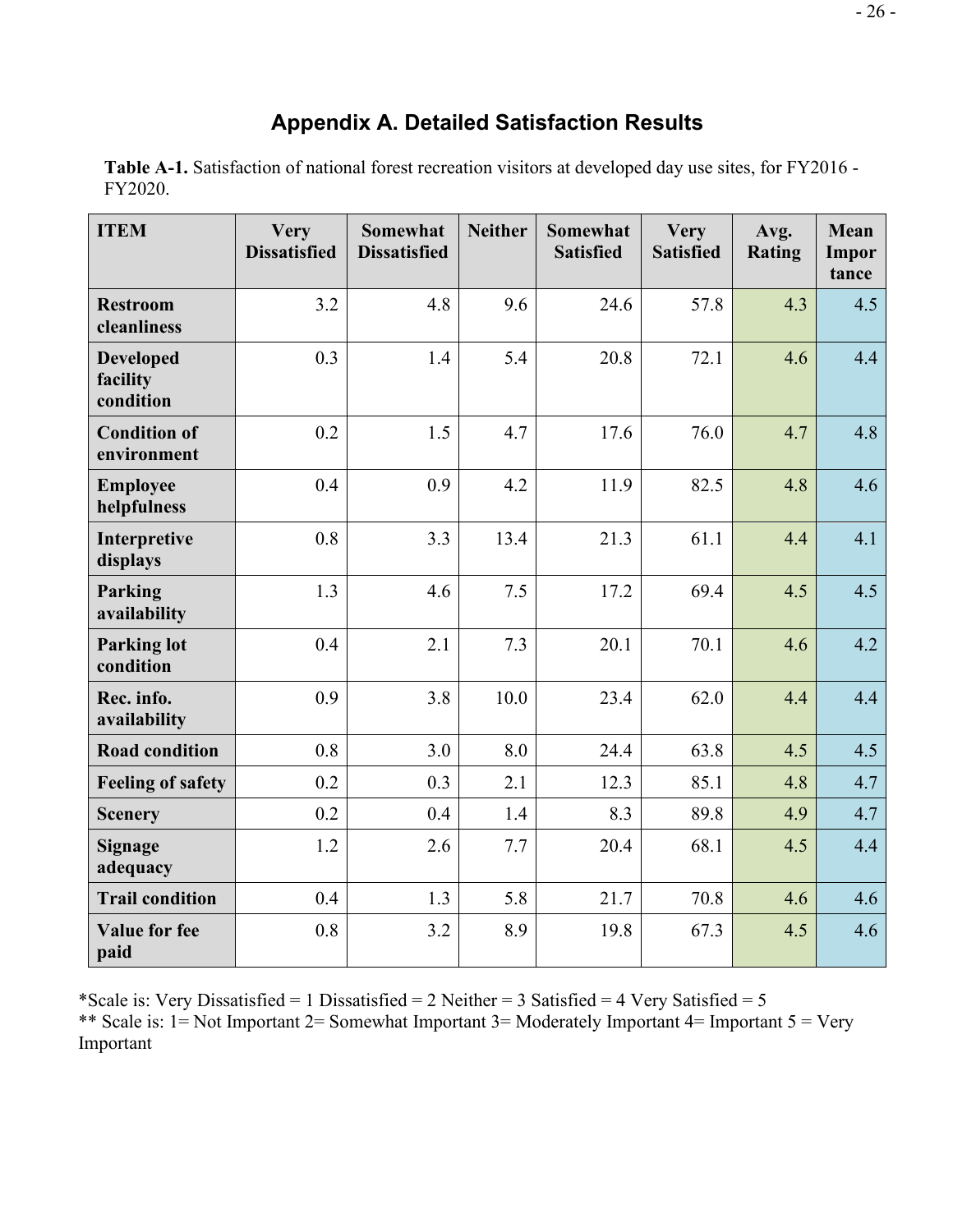## Appendix A. Detailed Satisfaction Results

**Table A-1.** Satisfaction of national forest recreation visitors at developed day use sites, for FY2016 - FY2020.

| ITEM | Very Dissatisfied | Somewhat Dissatisfied | Neither | Somewhat Satisfied | Very Satisfied | Avg. Rating | Mean Importance |
|---|---|---|---|---|---|---|---|
| **Restroom cleanliness** | 3.2 | 4.8 | 9.6 | 24.6 | 57.8 | 4.3 | 4.5 |
| **Developed facility condition** | 0.3 | 1.4 | 5.4 | 20.8 | 72.1 | 4.6 | 4.4 |
| **Condition of environment** | 0.2 | 1.5 | 4.7 | 17.6 | 76.0 | 4.7 | 4.8 |
| **Employee helpfulness** | 0.4 | 0.9 | 4.2 | 11.9 | 82.5 | 4.8 | 4.6 |
| **Interpretive displays** | 0.8 | 3.3 | 13.4 | 21.3 | 61.1 | 4.4 | 4.1 |
| **Parking availability** | 1.3 | 4.6 | 7.5 | 17.2 | 69.4 | 4.5 | 4.5 |
| **Parking lot condition** | 0.4 | 2.1 | 7.3 | 20.1 | 70.1 | 4.6 | 4.2 |
| **Rec. info. availability** | 0.9 | 3.8 | 10.0 | 23.4 | 62.0 | 4.4 | 4.4 |
| **Road condition** | 0.8 | 3.0 | 8.0 | 24.4 | 63.8 | 4.5 | 4.5 |
| **Feeling of safety** | 0.2 | 0.3 | 2.1 | 12.3 | 85.1 | 4.8 | 4.7 |
| **Scenery** | 0.2 | 0.4 | 1.4 | 8.3 | 89.8 | 4.9 | 4.7 |
| **Signage adequacy** | 1.2 | 2.6 | 7.7 | 20.4 | 68.1 | 4.5 | 4.4 |
| **Trail condition** | 0.4 | 1.3 | 5.8 | 21.7 | 70.8 | 4.6 | 4.6 |
| **Value for fee paid** | 0.8 | 3.2 | 8.9 | 19.8 | 67.3 | 4.5 | 4.6 |

*Scale is: Very Dissatisfied = 1 Dissatisfied = 2 Neither = 3 Satisfied = 4 Very Satisfied = 5
** Scale is: 1= Not Important 2= Somewhat Important 3= Moderately Important 4= Important 5 = Very Important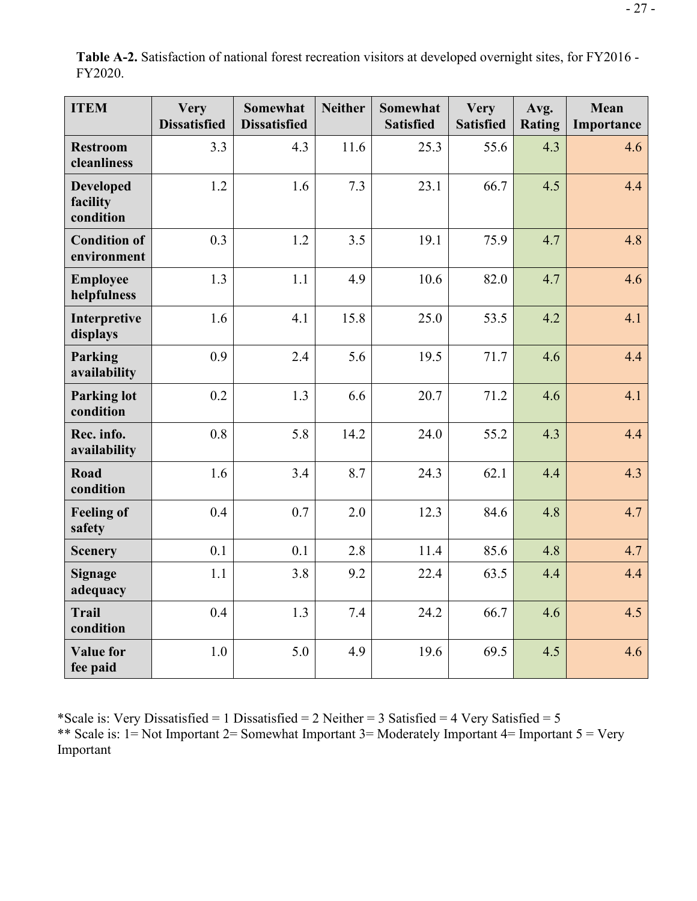**Table A-2.** Satisfaction of national forest recreation visitors at developed overnight sites, for FY2016 - FY2020.

| ITEM | Very Dissatisfied | Somewhat Dissatisfied | Neither | Somewhat Satisfied | Very Satisfied | Avg. Rating | Mean Importance |
|---|---|---|---|---|---|---|---|
| **Restroom cleanliness** | 3.3 | 4.3 | 11.6 | 25.3 | 55.6 | 4.3 | 4.6 |
| **Developed facility condition** | 1.2 | 1.6 | 7.3 | 23.1 | 66.7 | 4.5 | 4.4 |
| **Condition of environment** | 0.3 | 1.2 | 3.5 | 19.1 | 75.9 | 4.7 | 4.8 |
| **Employee helpfulness** | 1.3 | 1.1 | 4.9 | 10.6 | 82.0 | 4.7 | 4.6 |
| **Interpretive displays** | 1.6 | 4.1 | 15.8 | 25.0 | 53.5 | 4.2 | 4.1 |
| **Parking availability** | 0.9 | 2.4 | 5.6 | 19.5 | 71.7 | 4.6 | 4.4 |
| **Parking lot condition** | 0.2 | 1.3 | 6.6 | 20.7 | 71.2 | 4.6 | 4.1 |
| **Rec. info. availability** | 0.8 | 5.8 | 14.2 | 24.0 | 55.2 | 4.3 | 4.4 |
| **Road condition** | 1.6 | 3.4 | 8.7 | 24.3 | 62.1 | 4.4 | 4.3 |
| **Feeling of safety** | 0.4 | 0.7 | 2.0 | 12.3 | 84.6 | 4.8 | 4.7 |
| **Scenery** | 0.1 | 0.1 | 2.8 | 11.4 | 85.6 | 4.8 | 4.7 |
| **Signage adequacy** | 1.1 | 3.8 | 9.2 | 22.4 | 63.5 | 4.4 | 4.4 |
| **Trail condition** | 0.4 | 1.3 | 7.4 | 24.2 | 66.7 | 4.6 | 4.5 |
| **Value for fee paid** | 1.0 | 5.0 | 4.9 | 19.6 | 69.5 | 4.5 | 4.6 |

*Scale is: Very Dissatisfied = 1 Dissatisfied = 2 Neither = 3 Satisfied = 4 Very Satisfied = 5
** Scale is: 1= Not Important 2= Somewhat Important 3= Moderately Important 4= Important 5 = Very Important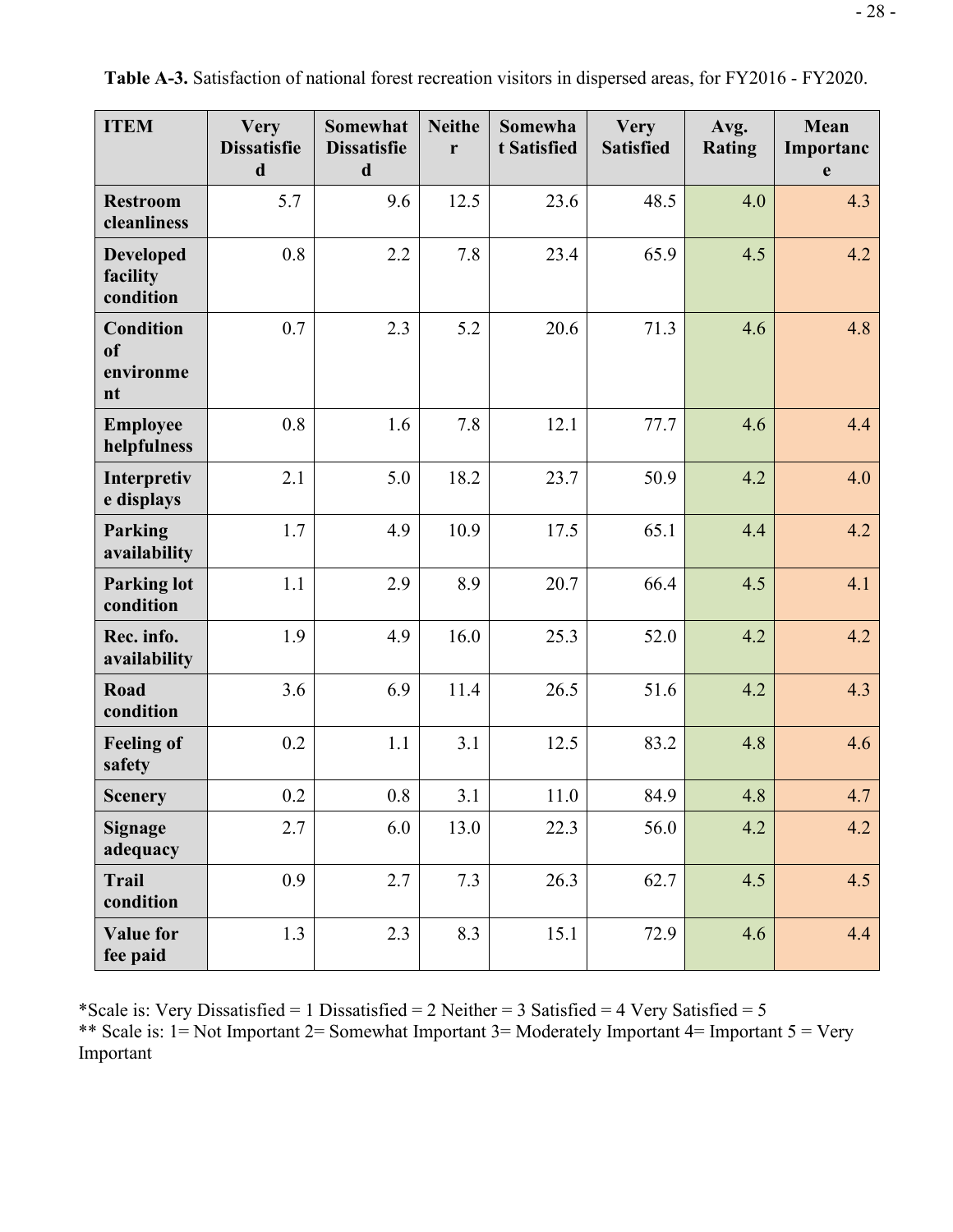**Table A-3.** Satisfaction of national forest recreation visitors in dispersed areas, for FY2016 - FY2020.

| ITEM | Very Dissatisfied | Somewhat Dissatisfied | Neither | Somewhat Satisfied | Very Satisfied | Avg. Rating | Mean Importance |
|---|---|---|---|---|---|---|---|
| Restroom cleanliness | 5.7 | 9.6 | 12.5 | 23.6 | 48.5 | 4.0 | 4.3 |
| Developed facility condition | 0.8 | 2.2 | 7.8 | 23.4 | 65.9 | 4.5 | 4.2 |
| Condition of environment | 0.7 | 2.3 | 5.2 | 20.6 | 71.3 | 4.6 | 4.8 |
| Employee helpfulness | 0.8 | 1.6 | 7.8 | 12.1 | 77.7 | 4.6 | 4.4 |
| Interpretive displays | 2.1 | 5.0 | 18.2 | 23.7 | 50.9 | 4.2 | 4.0 |
| Parking availability | 1.7 | 4.9 | 10.9 | 17.5 | 65.1 | 4.4 | 4.2 |
| Parking lot condition | 1.1 | 2.9 | 8.9 | 20.7 | 66.4 | 4.5 | 4.1 |
| Rec. info. availability | 1.9 | 4.9 | 16.0 | 25.3 | 52.0 | 4.2 | 4.2 |
| Road condition | 3.6 | 6.9 | 11.4 | 26.5 | 51.6 | 4.2 | 4.3 |
| Feeling of safety | 0.2 | 1.1 | 3.1 | 12.5 | 83.2 | 4.8 | 4.6 |
| Scenery | 0.2 | 0.8 | 3.1 | 11.0 | 84.9 | 4.8 | 4.7 |
| Signage adequacy | 2.7 | 6.0 | 13.0 | 22.3 | 56.0 | 4.2 | 4.2 |
| Trail condition | 0.9 | 2.7 | 7.3 | 26.3 | 62.7 | 4.5 | 4.5 |
| Value for fee paid | 1.3 | 2.3 | 8.3 | 15.1 | 72.9 | 4.6 | 4.4 |

*Scale is: Very Dissatisfied = 1 Dissatisfied = 2 Neither = 3 Satisfied = 4 Very Satisfied = 5

** Scale is: 1= Not Important 2= Somewhat Important 3= Moderately Important 4= Important 5 = Very Important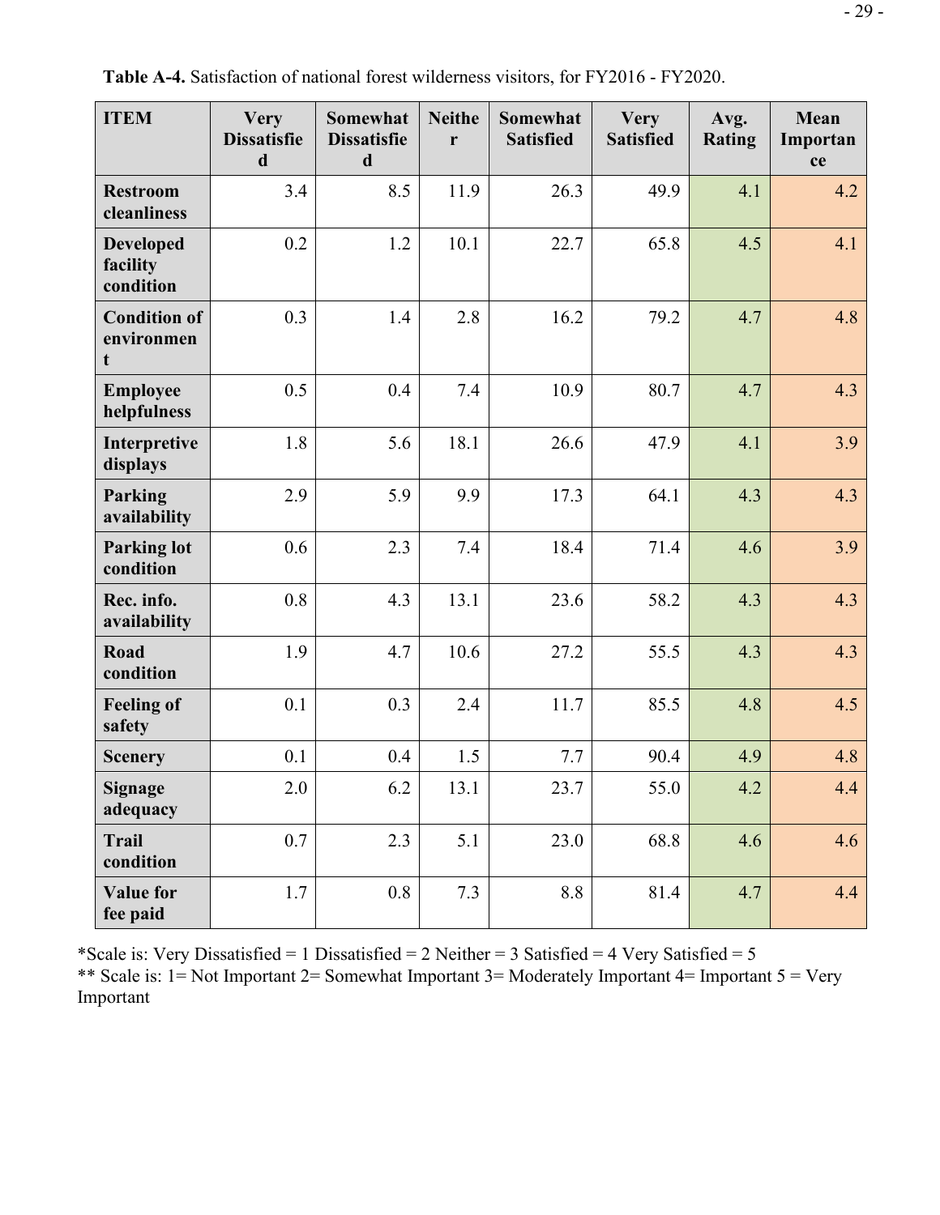**Table A-4.** Satisfaction of national forest wilderness visitors, for FY2016 - FY2020.

| ITEM | Very Dissatisfied | Somewhat Dissatisfied | Neither | Somewhat Satisfied | Very Satisfied | Avg. Rating | Mean Importance |
|---|---|---|---|---|---|---|---|
| Restroom cleanliness | 3.4 | 8.5 | 11.9 | 26.3 | 49.9 | 4.1 | 4.2 |
| Developed facility condition | 0.2 | 1.2 | 10.1 | 22.7 | 65.8 | 4.5 | 4.1 |
| Condition of environment | 0.3 | 1.4 | 2.8 | 16.2 | 79.2 | 4.7 | 4.8 |
| Employee helpfulness | 0.5 | 0.4 | 7.4 | 10.9 | 80.7 | 4.7 | 4.3 |
| Interpretive displays | 1.8 | 5.6 | 18.1 | 26.6 | 47.9 | 4.1 | 3.9 |
| Parking availability | 2.9 | 5.9 | 9.9 | 17.3 | 64.1 | 4.3 | 4.3 |
| Parking lot condition | 0.6 | 2.3 | 7.4 | 18.4 | 71.4 | 4.6 | 3.9 |
| Rec. info. availability | 0.8 | 4.3 | 13.1 | 23.6 | 58.2 | 4.3 | 4.3 |
| Road condition | 1.9 | 4.7 | 10.6 | 27.2 | 55.5 | 4.3 | 4.3 |
| Feeling of safety | 0.1 | 0.3 | 2.4 | 11.7 | 85.5 | 4.8 | 4.5 |
| Scenery | 0.1 | 0.4 | 1.5 | 7.7 | 90.4 | 4.9 | 4.8 |
| Signage adequacy | 2.0 | 6.2 | 13.1 | 23.7 | 55.0 | 4.2 | 4.4 |
| Trail condition | 0.7 | 2.3 | 5.1 | 23.0 | 68.8 | 4.6 | 4.6 |
| Value for fee paid | 1.7 | 0.8 | 7.3 | 8.8 | 81.4 | 4.7 | 4.4 |

*Scale is: Very Dissatisfied = 1 Dissatisfied = 2 Neither = 3 Satisfied = 4 Very Satisfied = 5
** Scale is: 1= Not Important 2= Somewhat Important 3= Moderately Important 4= Important 5 = Very Important